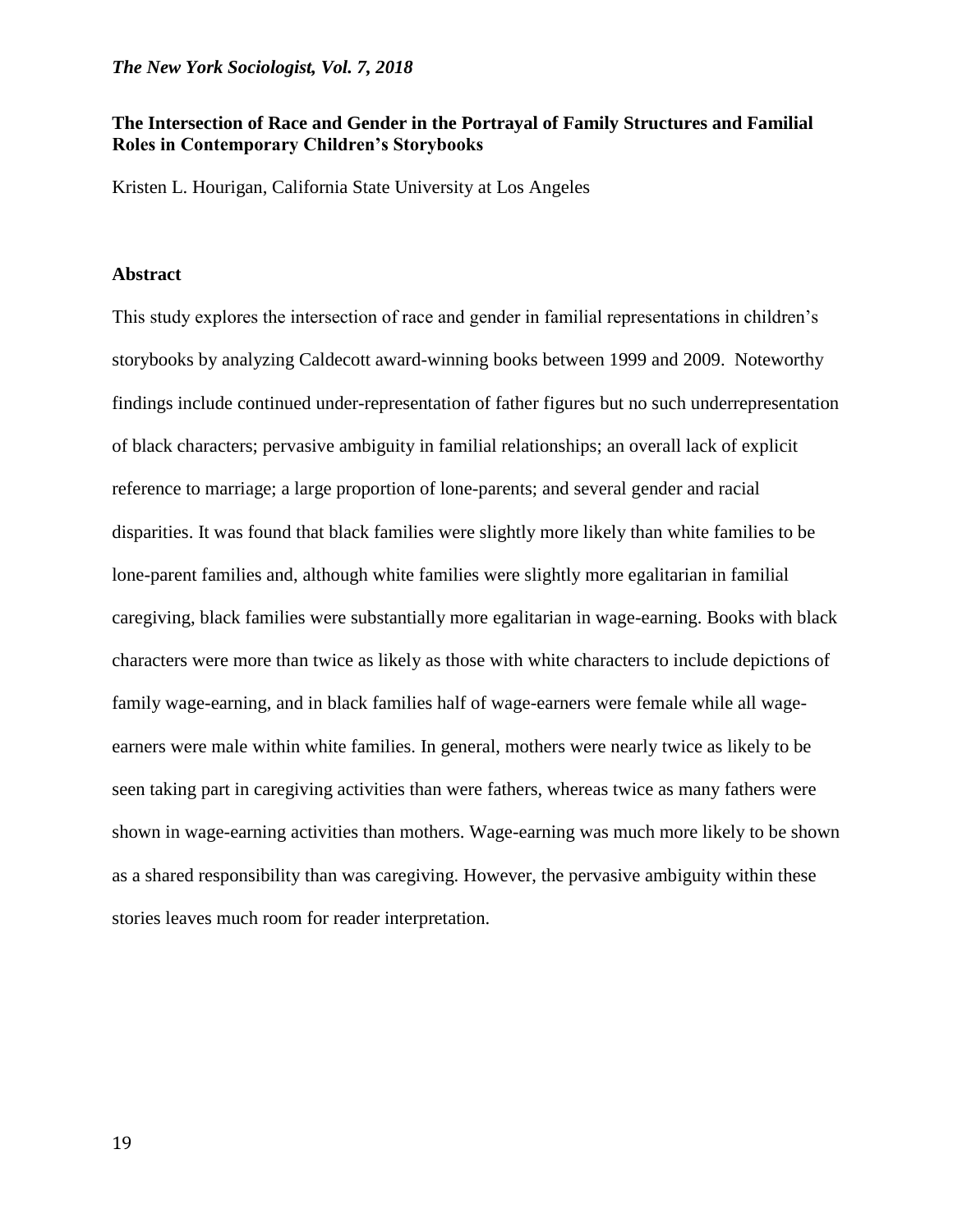# The Intersection of Race and Gender in the Portrayal of Family Structures and Familial Roles in Contemporary Children's Storybooks

Kristen L. Hourigan, California State University at Los Angeles

## Abstract

This study explores the intersection of race and gender in familial representations in children's storybooks by analyzing Caldecott award-winning books between 1999 and 2009. Noteworthy findings include continued under-representation of father figures but no such underrepresentation of black characters; pervasive ambiguity in familial relationships; an overall lack of explicit reference to marriage; a large proportion of lone-parents; and several gender and racial disparities. It was found that black families were slightly more likely than white families to be lone-parent families and, although white families were slightly more egalitarian in familial caregiving, black families were substantially more egalitarian in wage-earning. Books with black characters were more than twice as likely as those with white characters to include depictions of family wage-earning, and in black families half of wage-earners were female while all wage-earners were male within white families. In general, mothers were nearly twice as likely to be seen taking part in caregiving activities than were fathers, whereas twice as many fathers were shown in wage-earning activities than mothers. Wage-earning was much more likely to be shown as a shared responsibility than was caregiving. However, the pervasive ambiguity within these stories leaves much room for reader interpretation.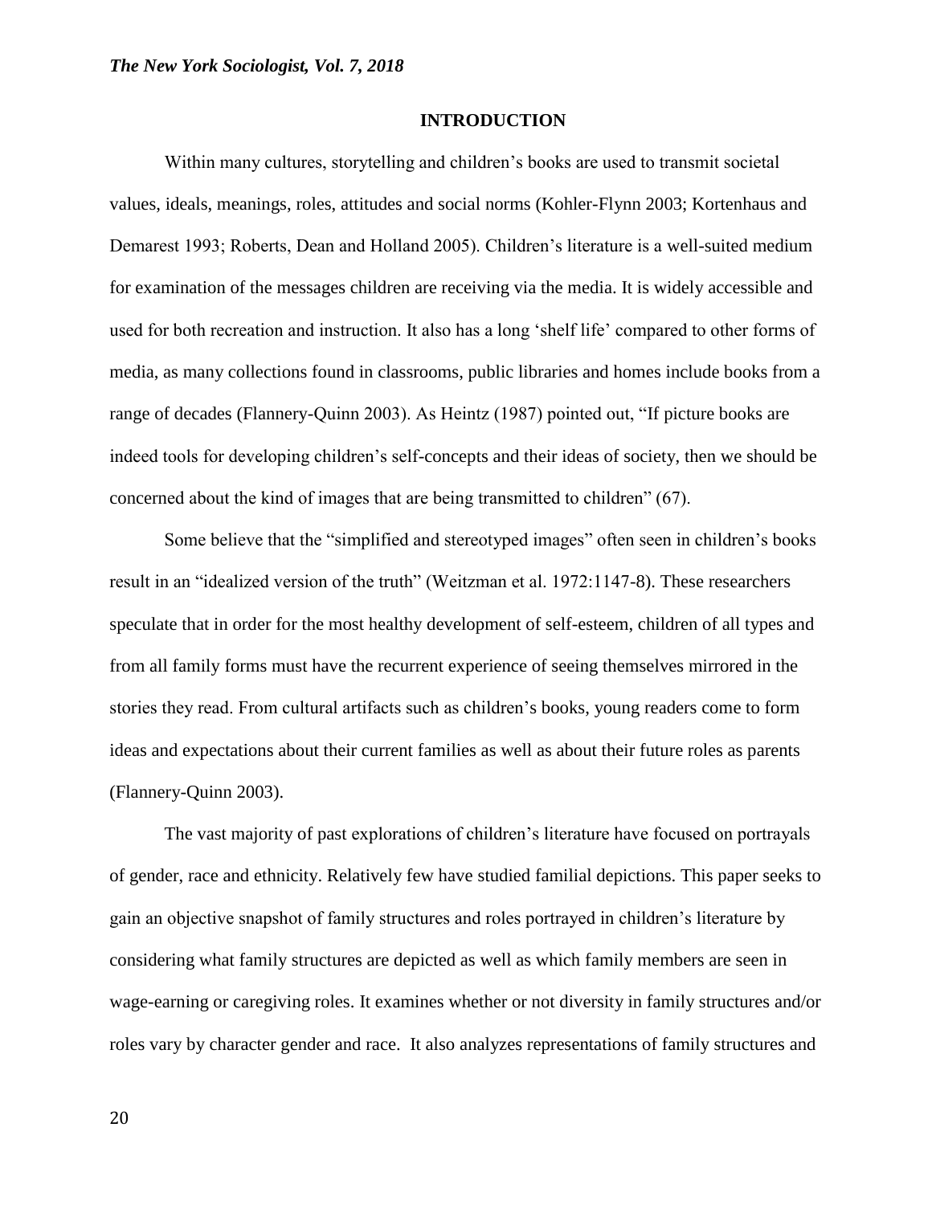## INTRODUCTION

Within many cultures, storytelling and children's books are used to transmit societal values, ideals, meanings, roles, attitudes and social norms (Kohler-Flynn 2003; Kortenhaus and Demarest 1993; Roberts, Dean and Holland 2005). Children's literature is a well-suited medium for examination of the messages children are receiving via the media. It is widely accessible and used for both recreation and instruction. It also has a long 'shelf life' compared to other forms of media, as many collections found in classrooms, public libraries and homes include books from a range of decades (Flannery-Quinn 2003). As Heintz (1987) pointed out, "If picture books are indeed tools for developing children's self-concepts and their ideas of society, then we should be concerned about the kind of images that are being transmitted to children" (67).

Some believe that the "simplified and stereotyped images" often seen in children's books result in an "idealized version of the truth" (Weitzman et al. 1972:1147-8). These researchers speculate that in order for the most healthy development of self-esteem, children of all types and from all family forms must have the recurrent experience of seeing themselves mirrored in the stories they read. From cultural artifacts such as children's books, young readers come to form ideas and expectations about their current families as well as about their future roles as parents (Flannery-Quinn 2003).

The vast majority of past explorations of children's literature have focused on portrayals of gender, race and ethnicity. Relatively few have studied familial depictions. This paper seeks to gain an objective snapshot of family structures and roles portrayed in children's literature by considering what family structures are depicted as well as which family members are seen in wage-earning or caregiving roles. It examines whether or not diversity in family structures and/or roles vary by character gender and race. It also analyzes representations of family structures and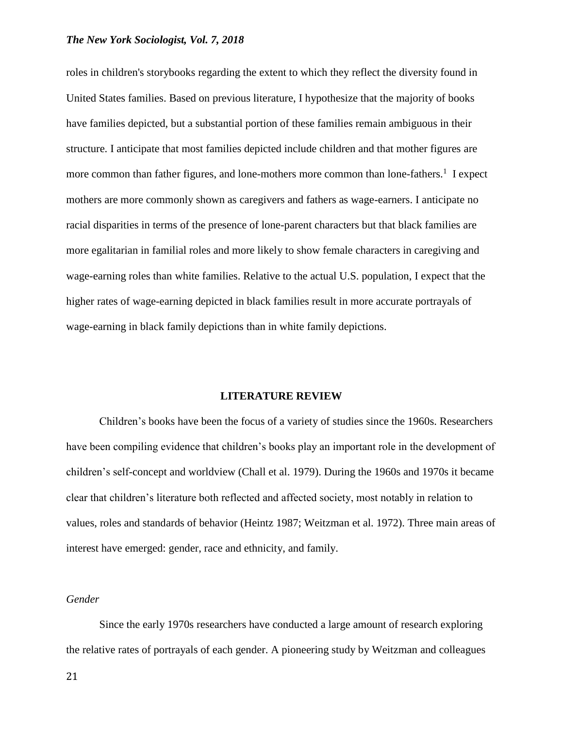roles in children's storybooks regarding the extent to which they reflect the diversity found in United States families. Based on previous literature, I hypothesize that the majority of books have families depicted, but a substantial portion of these families remain ambiguous in their structure. I anticipate that most families depicted include children and that mother figures are more common than father figures, and lone-mothers more common than lone-fathers.[1] I expect mothers are more commonly shown as caregivers and fathers as wage-earners. I anticipate no racial disparities in terms of the presence of lone-parent characters but that black families are more egalitarian in familial roles and more likely to show female characters in caregiving and wage-earning roles than white families. Relative to the actual U.S. population, I expect that the higher rates of wage-earning depicted in black families result in more accurate portrayals of wage-earning in black family depictions than in white family depictions.

## LITERATURE REVIEW

Children's books have been the focus of a variety of studies since the 1960s. Researchers have been compiling evidence that children's books play an important role in the development of children's self-concept and worldview (Chall et al. 1979). During the 1960s and 1970s it became clear that children's literature both reflected and affected society, most notably in relation to values, roles and standards of behavior (Heintz 1987; Weitzman et al. 1972). Three main areas of interest have emerged: gender, race and ethnicity, and family.

### *Gender*

Since the early 1970s researchers have conducted a large amount of research exploring the relative rates of portrayals of each gender. A pioneering study by Weitzman and colleagues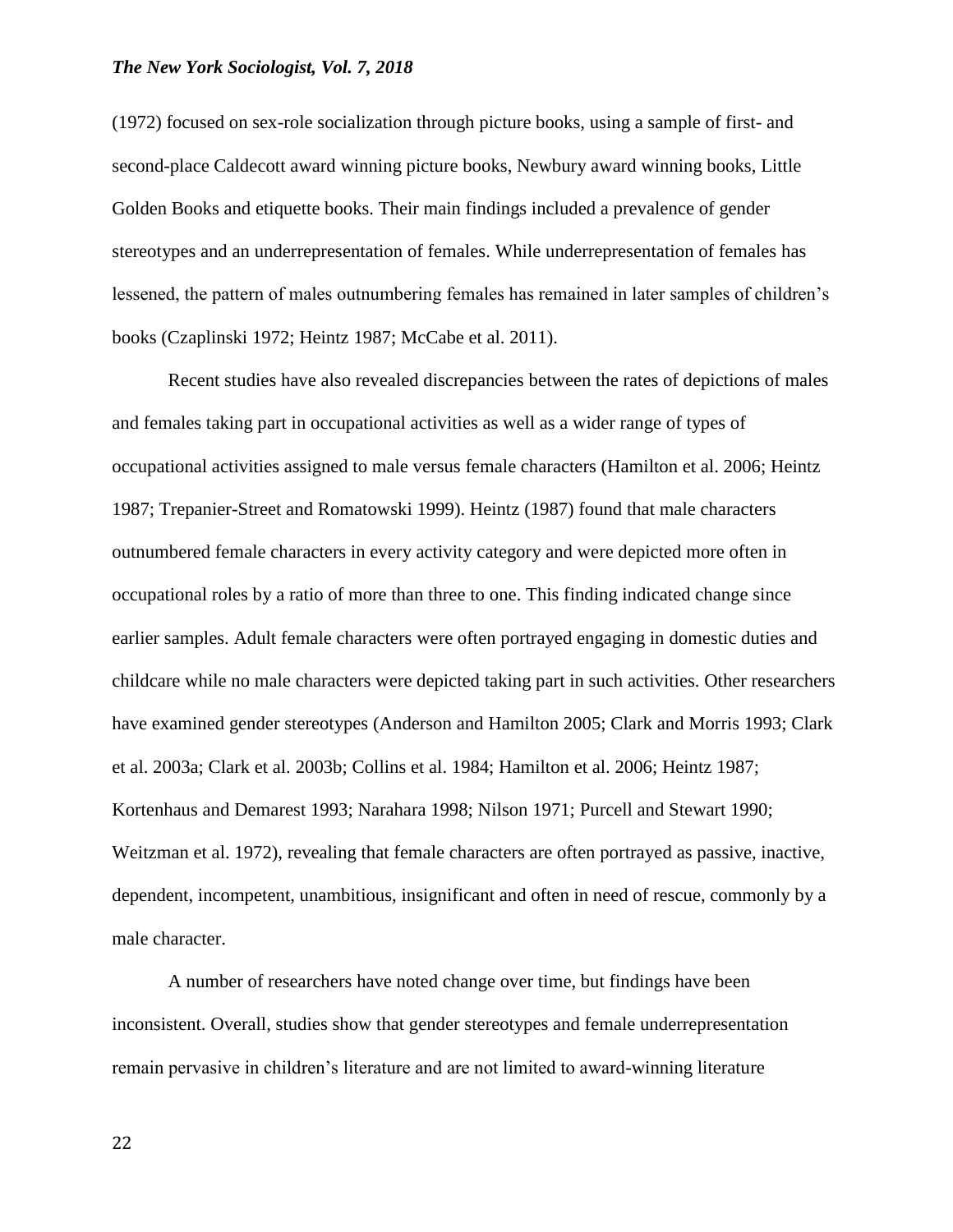(1972) focused on sex-role socialization through picture books, using a sample of first- and second-place Caldecott award winning picture books, Newbury award winning books, Little Golden Books and etiquette books. Their main findings included a prevalence of gender stereotypes and an underrepresentation of females. While underrepresentation of females has lessened, the pattern of males outnumbering females has remained in later samples of children's books (Czaplinski 1972; Heintz 1987; McCabe et al. 2011).

Recent studies have also revealed discrepancies between the rates of depictions of males and females taking part in occupational activities as well as a wider range of types of occupational activities assigned to male versus female characters (Hamilton et al. 2006; Heintz 1987; Trepanier-Street and Romatowski 1999). Heintz (1987) found that male characters outnumbered female characters in every activity category and were depicted more often in occupational roles by a ratio of more than three to one. This finding indicated change since earlier samples. Adult female characters were often portrayed engaging in domestic duties and childcare while no male characters were depicted taking part in such activities. Other researchers have examined gender stereotypes (Anderson and Hamilton 2005; Clark and Morris 1993; Clark et al. 2003a; Clark et al. 2003b; Collins et al. 1984; Hamilton et al. 2006; Heintz 1987; Kortenhaus and Demarest 1993; Narahara 1998; Nilson 1971; Purcell and Stewart 1990; Weitzman et al. 1972), revealing that female characters are often portrayed as passive, inactive, dependent, incompetent, unambitious, insignificant and often in need of rescue, commonly by a male character.

A number of researchers have noted change over time, but findings have been inconsistent. Overall, studies show that gender stereotypes and female underrepresentation remain pervasive in children's literature and are not limited to award-winning literature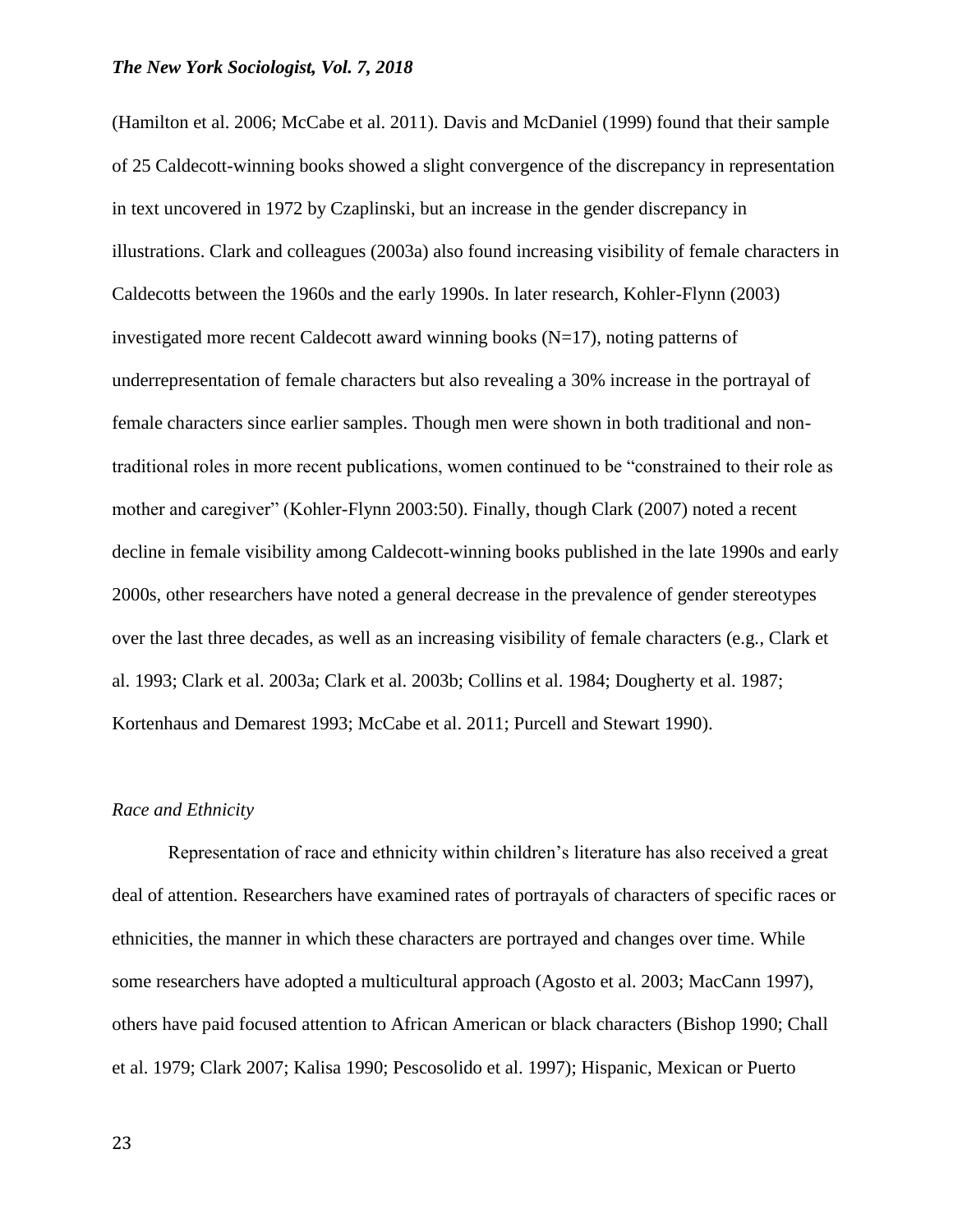(Hamilton et al. 2006; McCabe et al. 2011). Davis and McDaniel (1999) found that their sample of 25 Caldecott-winning books showed a slight convergence of the discrepancy in representation in text uncovered in 1972 by Czaplinski, but an increase in the gender discrepancy in illustrations. Clark and colleagues (2003a) also found increasing visibility of female characters in Caldecotts between the 1960s and the early 1990s. In later research, Kohler-Flynn (2003) investigated more recent Caldecott award winning books (N=17), noting patterns of underrepresentation of female characters but also revealing a 30% increase in the portrayal of female characters since earlier samples. Though men were shown in both traditional and non-traditional roles in more recent publications, women continued to be "constrained to their role as mother and caregiver" (Kohler-Flynn 2003:50). Finally, though Clark (2007) noted a recent decline in female visibility among Caldecott-winning books published in the late 1990s and early 2000s, other researchers have noted a general decrease in the prevalence of gender stereotypes over the last three decades, as well as an increasing visibility of female characters (e.g., Clark et al. 1993; Clark et al. 2003a; Clark et al. 2003b; Collins et al. 1984; Dougherty et al. 1987; Kortenhaus and Demarest 1993; McCabe et al. 2011; Purcell and Stewart 1990).

*Race and Ethnicity*

Representation of race and ethnicity within children's literature has also received a great deal of attention. Researchers have examined rates of portrayals of characters of specific races or ethnicities, the manner in which these characters are portrayed and changes over time. While some researchers have adopted a multicultural approach (Agosto et al. 2003; MacCann 1997), others have paid focused attention to African American or black characters (Bishop 1990; Chall et al. 1979; Clark 2007; Kalisa 1990; Pescosolido et al. 1997); Hispanic, Mexican or Puerto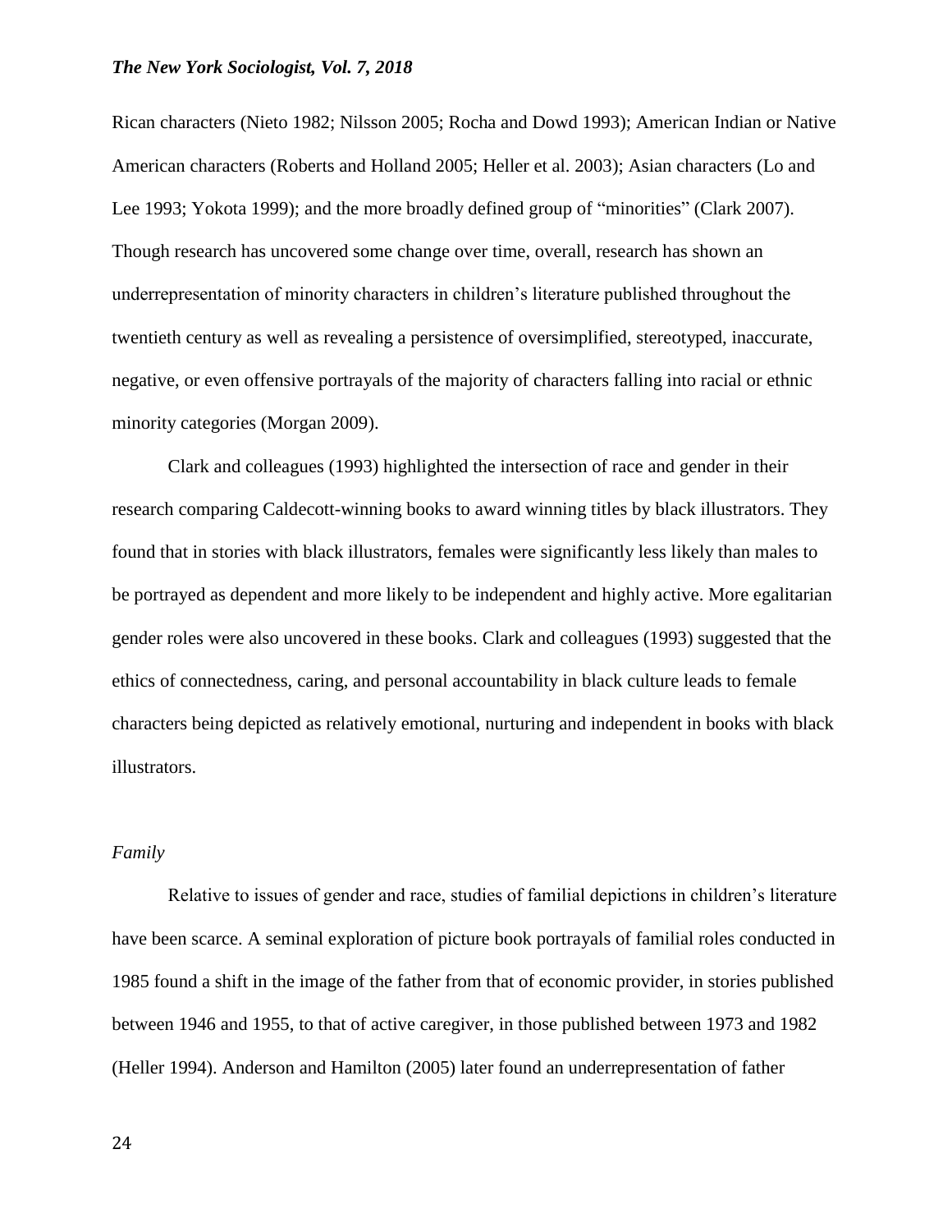Rican characters (Nieto 1982; Nilsson 2005; Rocha and Dowd 1993); American Indian or Native American characters (Roberts and Holland 2005; Heller et al. 2003); Asian characters (Lo and Lee 1993; Yokota 1999); and the more broadly defined group of "minorities" (Clark 2007). Though research has uncovered some change over time, overall, research has shown an underrepresentation of minority characters in children's literature published throughout the twentieth century as well as revealing a persistence of oversimplified, stereotyped, inaccurate, negative, or even offensive portrayals of the majority of characters falling into racial or ethnic minority categories (Morgan 2009).

Clark and colleagues (1993) highlighted the intersection of race and gender in their research comparing Caldecott-winning books to award winning titles by black illustrators. They found that in stories with black illustrators, females were significantly less likely than males to be portrayed as dependent and more likely to be independent and highly active. More egalitarian gender roles were also uncovered in these books. Clark and colleagues (1993) suggested that the ethics of connectedness, caring, and personal accountability in black culture leads to female characters being depicted as relatively emotional, nurturing and independent in books with black illustrators.

### *Family*

Relative to issues of gender and race, studies of familial depictions in children's literature have been scarce. A seminal exploration of picture book portrayals of familial roles conducted in 1985 found a shift in the image of the father from that of economic provider, in stories published between 1946 and 1955, to that of active caregiver, in those published between 1973 and 1982 (Heller 1994). Anderson and Hamilton (2005) later found an underrepresentation of father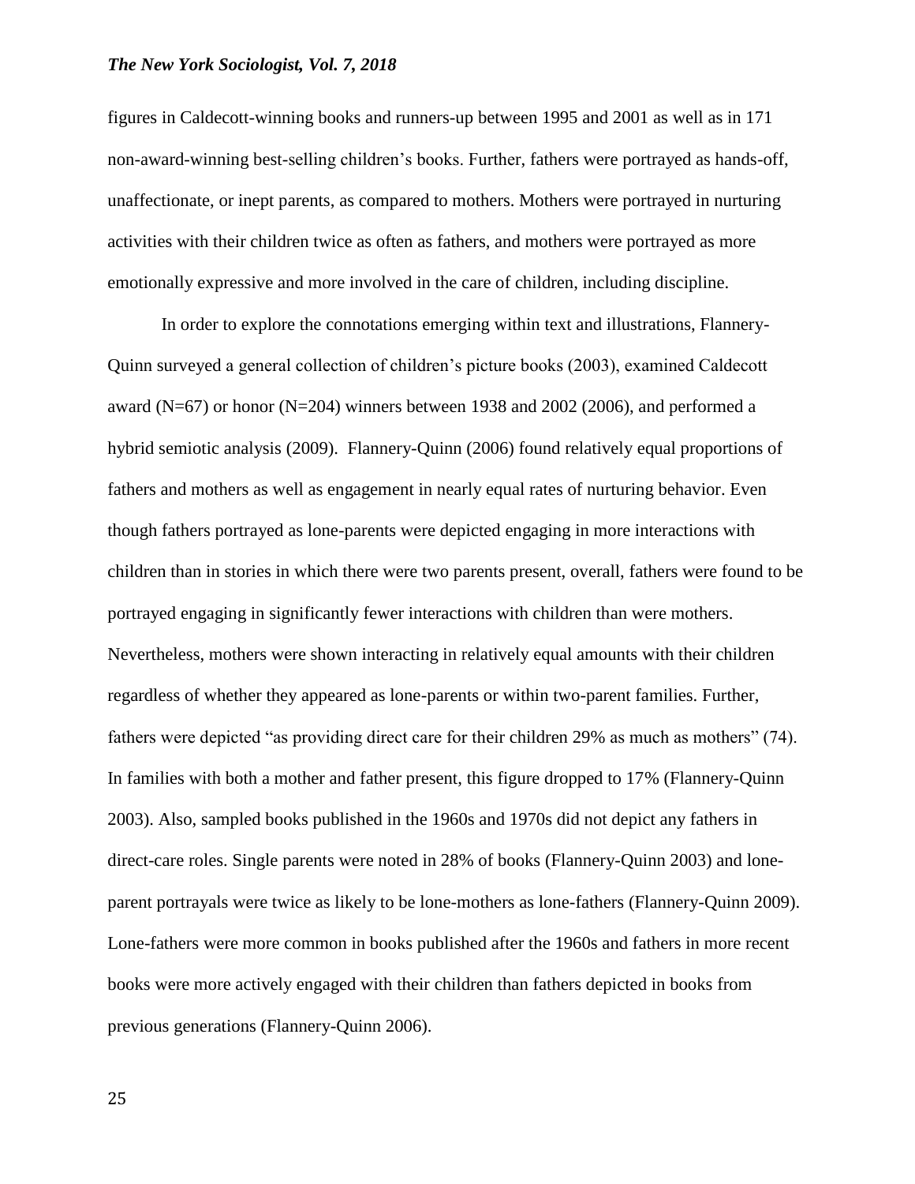figures in Caldecott-winning books and runners-up between 1995 and 2001 as well as in 171 non-award-winning best-selling children's books. Further, fathers were portrayed as hands-off, unaffectionate, or inept parents, as compared to mothers. Mothers were portrayed in nurturing activities with their children twice as often as fathers, and mothers were portrayed as more emotionally expressive and more involved in the care of children, including discipline.

In order to explore the connotations emerging within text and illustrations, Flannery-Quinn surveyed a general collection of children's picture books (2003), examined Caldecott award (N=67) or honor (N=204) winners between 1938 and 2002 (2006), and performed a hybrid semiotic analysis (2009). Flannery-Quinn (2006) found relatively equal proportions of fathers and mothers as well as engagement in nearly equal rates of nurturing behavior. Even though fathers portrayed as lone-parents were depicted engaging in more interactions with children than in stories in which there were two parents present, overall, fathers were found to be portrayed engaging in significantly fewer interactions with children than were mothers. Nevertheless, mothers were shown interacting in relatively equal amounts with their children regardless of whether they appeared as lone-parents or within two-parent families. Further, fathers were depicted "as providing direct care for their children 29% as much as mothers" (74). In families with both a mother and father present, this figure dropped to 17% (Flannery-Quinn 2003). Also, sampled books published in the 1960s and 1970s did not depict any fathers in direct-care roles. Single parents were noted in 28% of books (Flannery-Quinn 2003) and lone-parent portrayals were twice as likely to be lone-mothers as lone-fathers (Flannery-Quinn 2009). Lone-fathers were more common in books published after the 1960s and fathers in more recent books were more actively engaged with their children than fathers depicted in books from previous generations (Flannery-Quinn 2006).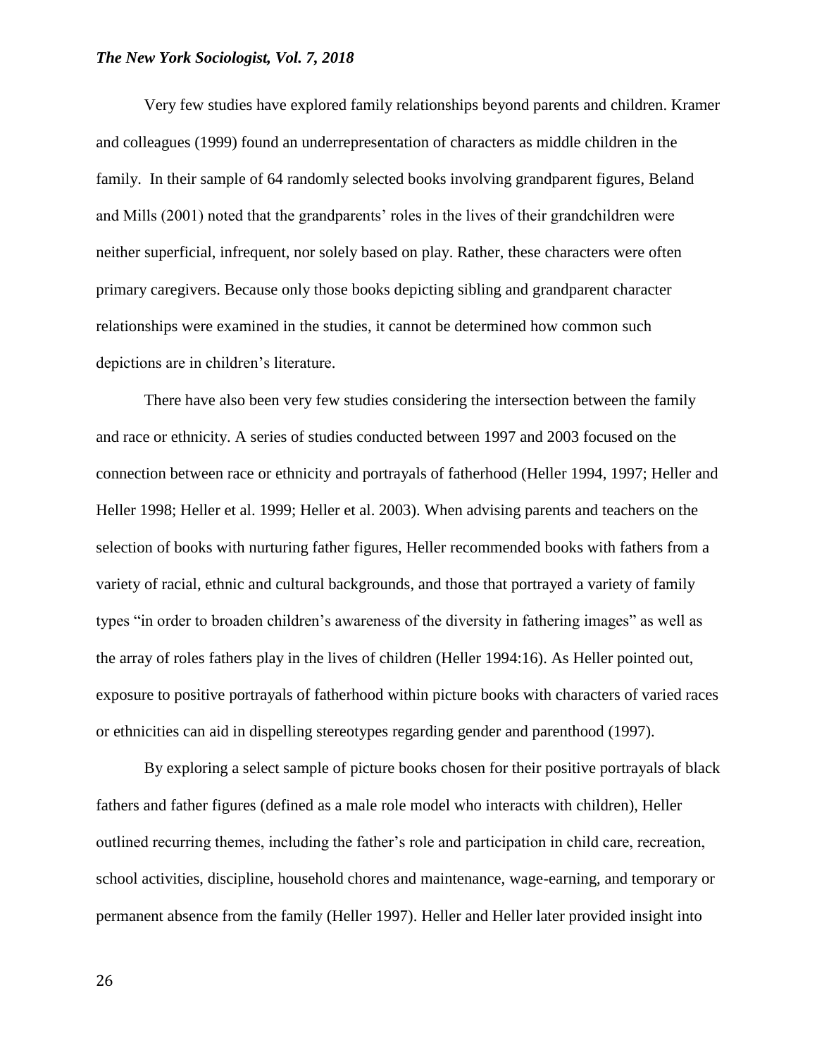Very few studies have explored family relationships beyond parents and children. Kramer and colleagues (1999) found an underrepresentation of characters as middle children in the family. In their sample of 64 randomly selected books involving grandparent figures, Beland and Mills (2001) noted that the grandparents' roles in the lives of their grandchildren were neither superficial, infrequent, nor solely based on play. Rather, these characters were often primary caregivers. Because only those books depicting sibling and grandparent character relationships were examined in the studies, it cannot be determined how common such depictions are in children's literature.

There have also been very few studies considering the intersection between the family and race or ethnicity. A series of studies conducted between 1997 and 2003 focused on the connection between race or ethnicity and portrayals of fatherhood (Heller 1994, 1997; Heller and Heller 1998; Heller et al. 1999; Heller et al. 2003). When advising parents and teachers on the selection of books with nurturing father figures, Heller recommended books with fathers from a variety of racial, ethnic and cultural backgrounds, and those that portrayed a variety of family types "in order to broaden children's awareness of the diversity in fathering images" as well as the array of roles fathers play in the lives of children (Heller 1994:16). As Heller pointed out, exposure to positive portrayals of fatherhood within picture books with characters of varied races or ethnicities can aid in dispelling stereotypes regarding gender and parenthood (1997).

By exploring a select sample of picture books chosen for their positive portrayals of black fathers and father figures (defined as a male role model who interacts with children), Heller outlined recurring themes, including the father's role and participation in child care, recreation, school activities, discipline, household chores and maintenance, wage-earning, and temporary or permanent absence from the family (Heller 1997). Heller and Heller later provided insight into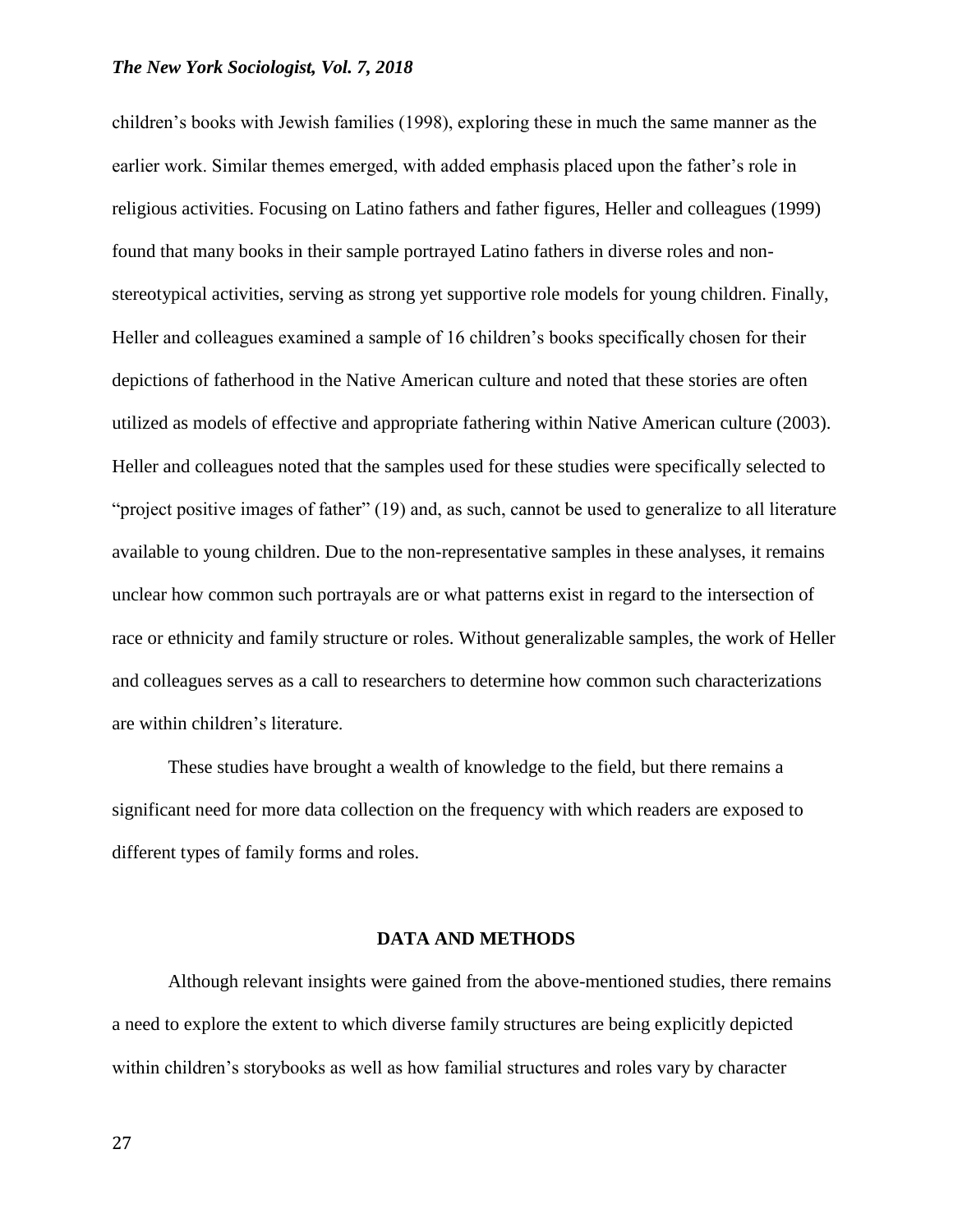children's books with Jewish families (1998), exploring these in much the same manner as the earlier work. Similar themes emerged, with added emphasis placed upon the father's role in religious activities. Focusing on Latino fathers and father figures, Heller and colleagues (1999) found that many books in their sample portrayed Latino fathers in diverse roles and non-stereotypical activities, serving as strong yet supportive role models for young children. Finally, Heller and colleagues examined a sample of 16 children's books specifically chosen for their depictions of fatherhood in the Native American culture and noted that these stories are often utilized as models of effective and appropriate fathering within Native American culture (2003). Heller and colleagues noted that the samples used for these studies were specifically selected to "project positive images of father" (19) and, as such, cannot be used to generalize to all literature available to young children. Due to the non-representative samples in these analyses, it remains unclear how common such portrayals are or what patterns exist in regard to the intersection of race or ethnicity and family structure or roles. Without generalizable samples, the work of Heller and colleagues serves as a call to researchers to determine how common such characterizations are within children's literature.

These studies have brought a wealth of knowledge to the field, but there remains a significant need for more data collection on the frequency with which readers are exposed to different types of family forms and roles.

## DATA AND METHODS

Although relevant insights were gained from the above-mentioned studies, there remains a need to explore the extent to which diverse family structures are being explicitly depicted within children's storybooks as well as how familial structures and roles vary by character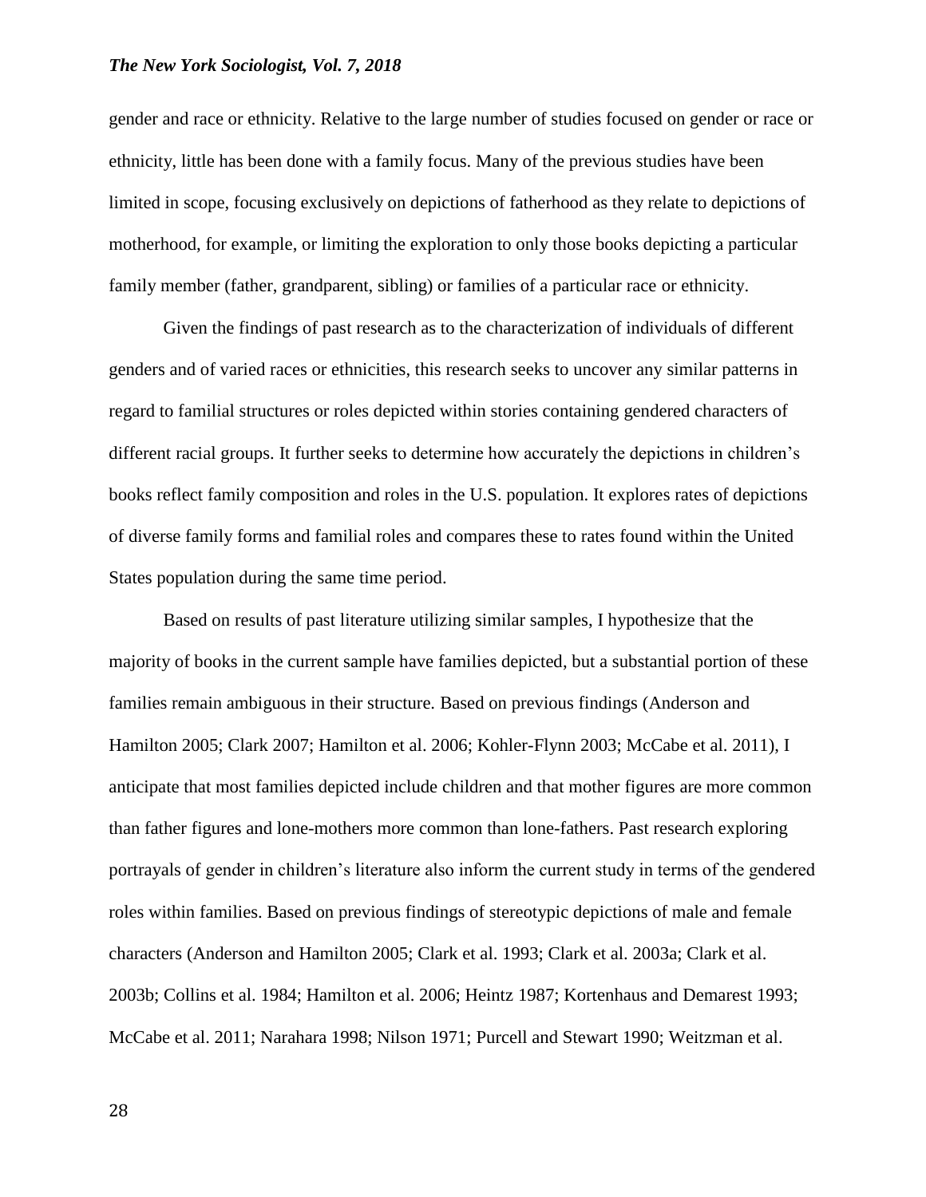gender and race or ethnicity. Relative to the large number of studies focused on gender or race or ethnicity, little has been done with a family focus. Many of the previous studies have been limited in scope, focusing exclusively on depictions of fatherhood as they relate to depictions of motherhood, for example, or limiting the exploration to only those books depicting a particular family member (father, grandparent, sibling) or families of a particular race or ethnicity.

Given the findings of past research as to the characterization of individuals of different genders and of varied races or ethnicities, this research seeks to uncover any similar patterns in regard to familial structures or roles depicted within stories containing gendered characters of different racial groups. It further seeks to determine how accurately the depictions in children's books reflect family composition and roles in the U.S. population. It explores rates of depictions of diverse family forms and familial roles and compares these to rates found within the United States population during the same time period.

Based on results of past literature utilizing similar samples, I hypothesize that the majority of books in the current sample have families depicted, but a substantial portion of these families remain ambiguous in their structure. Based on previous findings (Anderson and Hamilton 2005; Clark 2007; Hamilton et al. 2006; Kohler-Flynn 2003; McCabe et al. 2011), I anticipate that most families depicted include children and that mother figures are more common than father figures and lone-mothers more common than lone-fathers. Past research exploring portrayals of gender in children's literature also inform the current study in terms of the gendered roles within families. Based on previous findings of stereotypic depictions of male and female characters (Anderson and Hamilton 2005; Clark et al. 1993; Clark et al. 2003a; Clark et al. 2003b; Collins et al. 1984; Hamilton et al. 2006; Heintz 1987; Kortenhaus and Demarest 1993; McCabe et al. 2011; Narahara 1998; Nilson 1971; Purcell and Stewart 1990; Weitzman et al.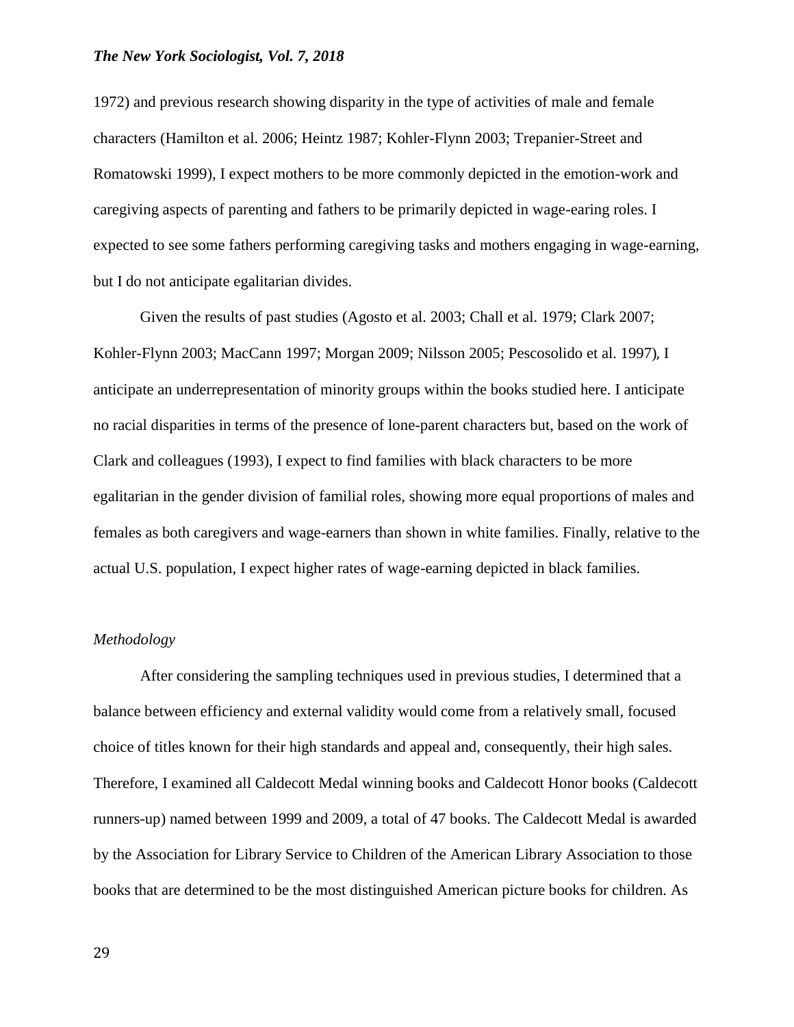1972) and previous research showing disparity in the type of activities of male and female characters (Hamilton et al. 2006; Heintz 1987; Kohler-Flynn 2003; Trepanier-Street and Romatowski 1999), I expect mothers to be more commonly depicted in the emotion-work and caregiving aspects of parenting and fathers to be primarily depicted in wage-earing roles. I expected to see some fathers performing caregiving tasks and mothers engaging in wage-earning, but I do not anticipate egalitarian divides.

Given the results of past studies (Agosto et al. 2003; Chall et al. 1979; Clark 2007; Kohler-Flynn 2003; MacCann 1997; Morgan 2009; Nilsson 2005; Pescosolido et al. 1997), I anticipate an underrepresentation of minority groups within the books studied here. I anticipate no racial disparities in terms of the presence of lone-parent characters but, based on the work of Clark and colleagues (1993), I expect to find families with black characters to be more egalitarian in the gender division of familial roles, showing more equal proportions of males and females as both caregivers and wage-earners than shown in white families. Finally, relative to the actual U.S. population, I expect higher rates of wage-earning depicted in black families.

### *Methodology*

After considering the sampling techniques used in previous studies, I determined that a balance between efficiency and external validity would come from a relatively small, focused choice of titles known for their high standards and appeal and, consequently, their high sales. Therefore, I examined all Caldecott Medal winning books and Caldecott Honor books (Caldecott runners-up) named between 1999 and 2009, a total of 47 books. The Caldecott Medal is awarded by the Association for Library Service to Children of the American Library Association to those books that are determined to be the most distinguished American picture books for children. As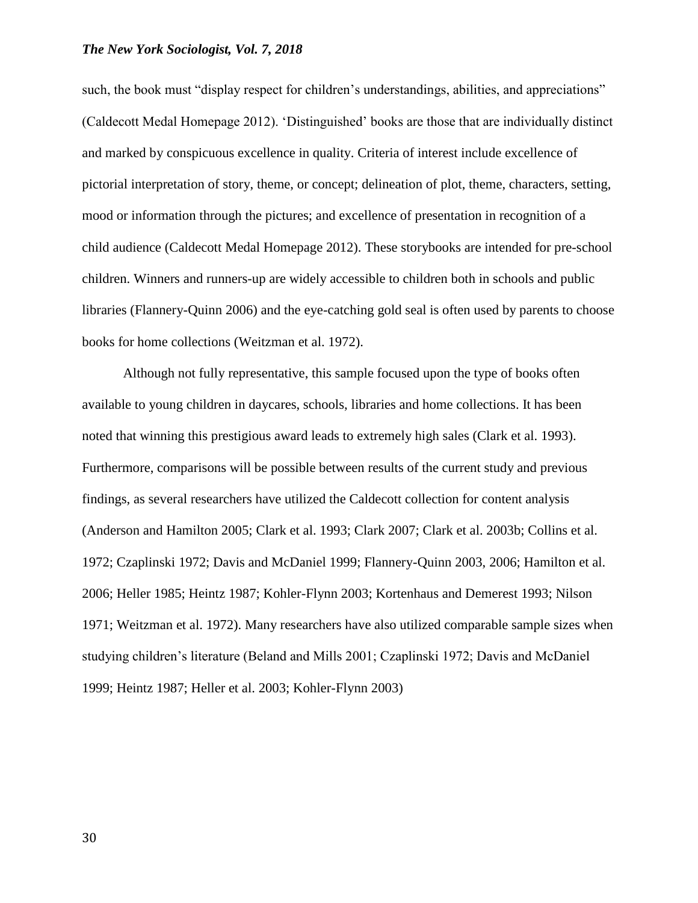such, the book must "display respect for children's understandings, abilities, and appreciations" (Caldecott Medal Homepage 2012). 'Distinguished' books are those that are individually distinct and marked by conspicuous excellence in quality. Criteria of interest include excellence of pictorial interpretation of story, theme, or concept; delineation of plot, theme, characters, setting, mood or information through the pictures; and excellence of presentation in recognition of a child audience (Caldecott Medal Homepage 2012). These storybooks are intended for pre-school children. Winners and runners-up are widely accessible to children both in schools and public libraries (Flannery-Quinn 2006) and the eye-catching gold seal is often used by parents to choose books for home collections (Weitzman et al. 1972).

Although not fully representative, this sample focused upon the type of books often available to young children in daycares, schools, libraries and home collections. It has been noted that winning this prestigious award leads to extremely high sales (Clark et al. 1993). Furthermore, comparisons will be possible between results of the current study and previous findings, as several researchers have utilized the Caldecott collection for content analysis (Anderson and Hamilton 2005; Clark et al. 1993; Clark 2007; Clark et al. 2003b; Collins et al. 1972; Czaplinski 1972; Davis and McDaniel 1999; Flannery-Quinn 2003, 2006; Hamilton et al. 2006; Heller 1985; Heintz 1987; Kohler-Flynn 2003; Kortenhaus and Demerest 1993; Nilson 1971; Weitzman et al. 1972). Many researchers have also utilized comparable sample sizes when studying children's literature (Beland and Mills 2001; Czaplinski 1972; Davis and McDaniel 1999; Heintz 1987; Heller et al. 2003; Kohler-Flynn 2003)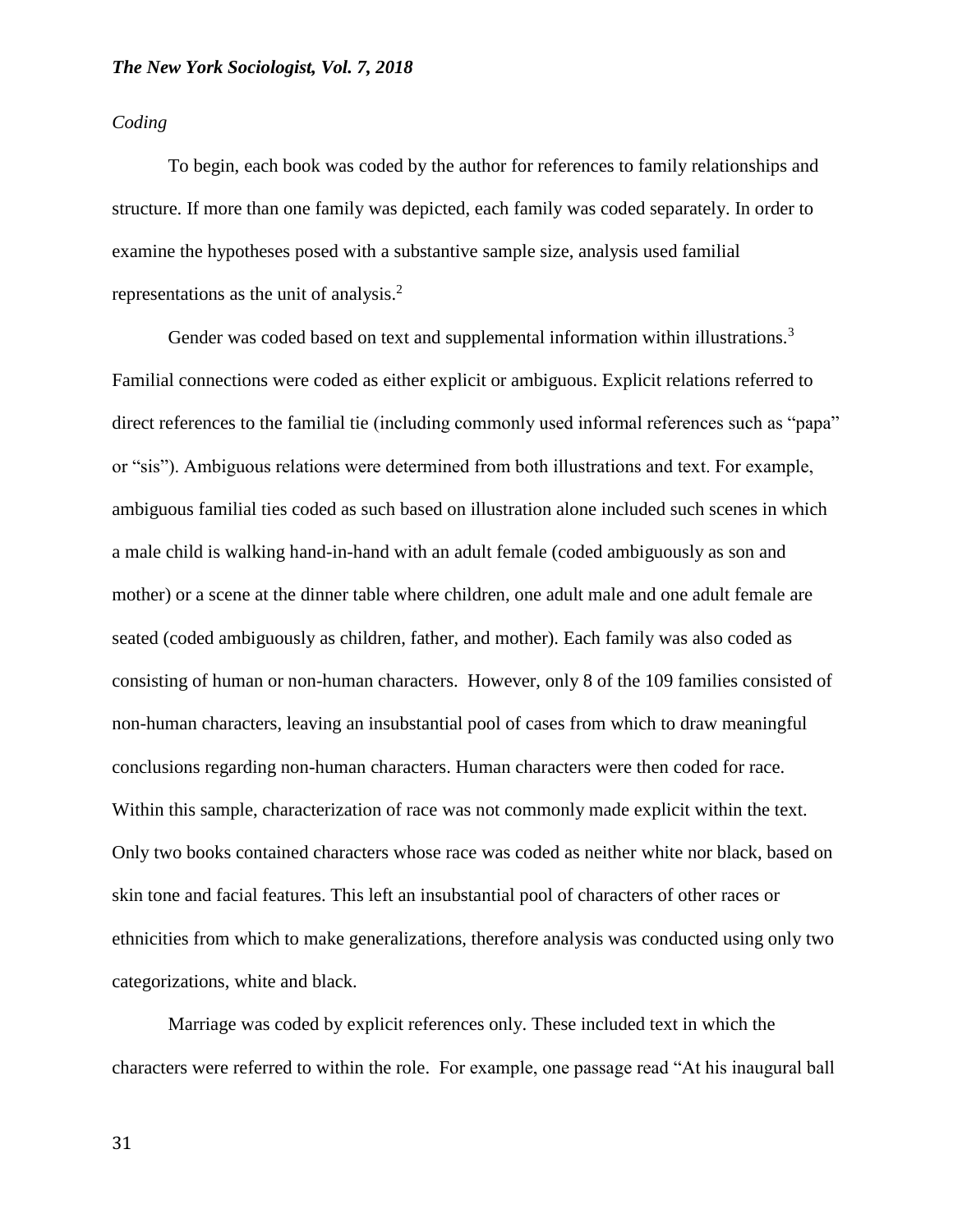*Coding*

To begin, each book was coded by the author for references to family relationships and structure. If more than one family was depicted, each family was coded separately. In order to examine the hypotheses posed with a substantive sample size, analysis used familial representations as the unit of analysis.[2]

Gender was coded based on text and supplemental information within illustrations.[3] Familial connections were coded as either explicit or ambiguous. Explicit relations referred to direct references to the familial tie (including commonly used informal references such as "papa" or "sis"). Ambiguous relations were determined from both illustrations and text. For example, ambiguous familial ties coded as such based on illustration alone included such scenes in which a male child is walking hand-in-hand with an adult female (coded ambiguously as son and mother) or a scene at the dinner table where children, one adult male and one adult female are seated (coded ambiguously as children, father, and mother). Each family was also coded as consisting of human or non-human characters. However, only 8 of the 109 families consisted of non-human characters, leaving an insubstantial pool of cases from which to draw meaningful conclusions regarding non-human characters. Human characters were then coded for race. Within this sample, characterization of race was not commonly made explicit within the text. Only two books contained characters whose race was coded as neither white nor black, based on skin tone and facial features. This left an insubstantial pool of characters of other races or ethnicities from which to make generalizations, therefore analysis was conducted using only two categorizations, white and black.

Marriage was coded by explicit references only. These included text in which the characters were referred to within the role. For example, one passage read "At his inaugural ball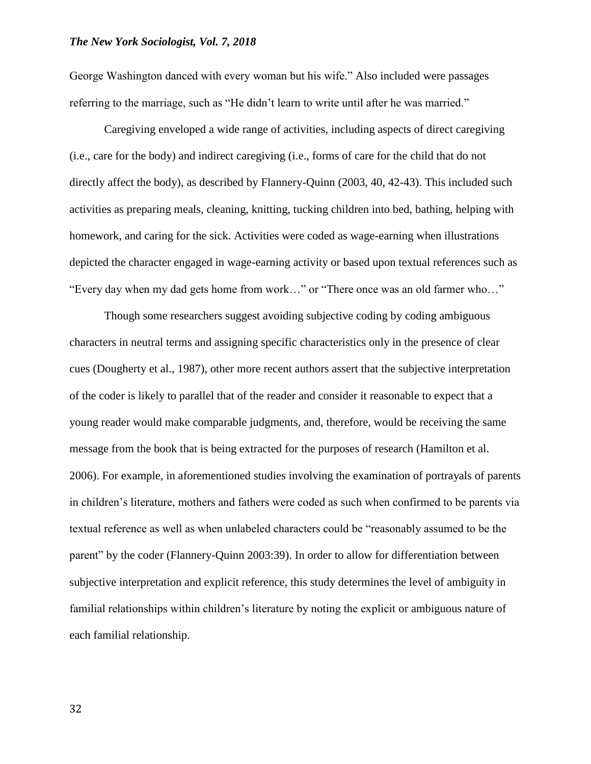George Washington danced with every woman but his wife." Also included were passages referring to the marriage, such as "He didn't learn to write until after he was married."

Caregiving enveloped a wide range of activities, including aspects of direct caregiving (i.e., care for the body) and indirect caregiving (i.e., forms of care for the child that do not directly affect the body), as described by Flannery-Quinn (2003, 40, 42-43). This included such activities as preparing meals, cleaning, knitting, tucking children into bed, bathing, helping with homework, and caring for the sick. Activities were coded as wage-earning when illustrations depicted the character engaged in wage-earning activity or based upon textual references such as "Every day when my dad gets home from work…" or "There once was an old farmer who…"

Though some researchers suggest avoiding subjective coding by coding ambiguous characters in neutral terms and assigning specific characteristics only in the presence of clear cues (Dougherty et al., 1987), other more recent authors assert that the subjective interpretation of the coder is likely to parallel that of the reader and consider it reasonable to expect that a young reader would make comparable judgments, and, therefore, would be receiving the same message from the book that is being extracted for the purposes of research (Hamilton et al. 2006). For example, in aforementioned studies involving the examination of portrayals of parents in children's literature, mothers and fathers were coded as such when confirmed to be parents via textual reference as well as when unlabeled characters could be "reasonably assumed to be the parent" by the coder (Flannery-Quinn 2003:39). In order to allow for differentiation between subjective interpretation and explicit reference, this study determines the level of ambiguity in familial relationships within children's literature by noting the explicit or ambiguous nature of each familial relationship.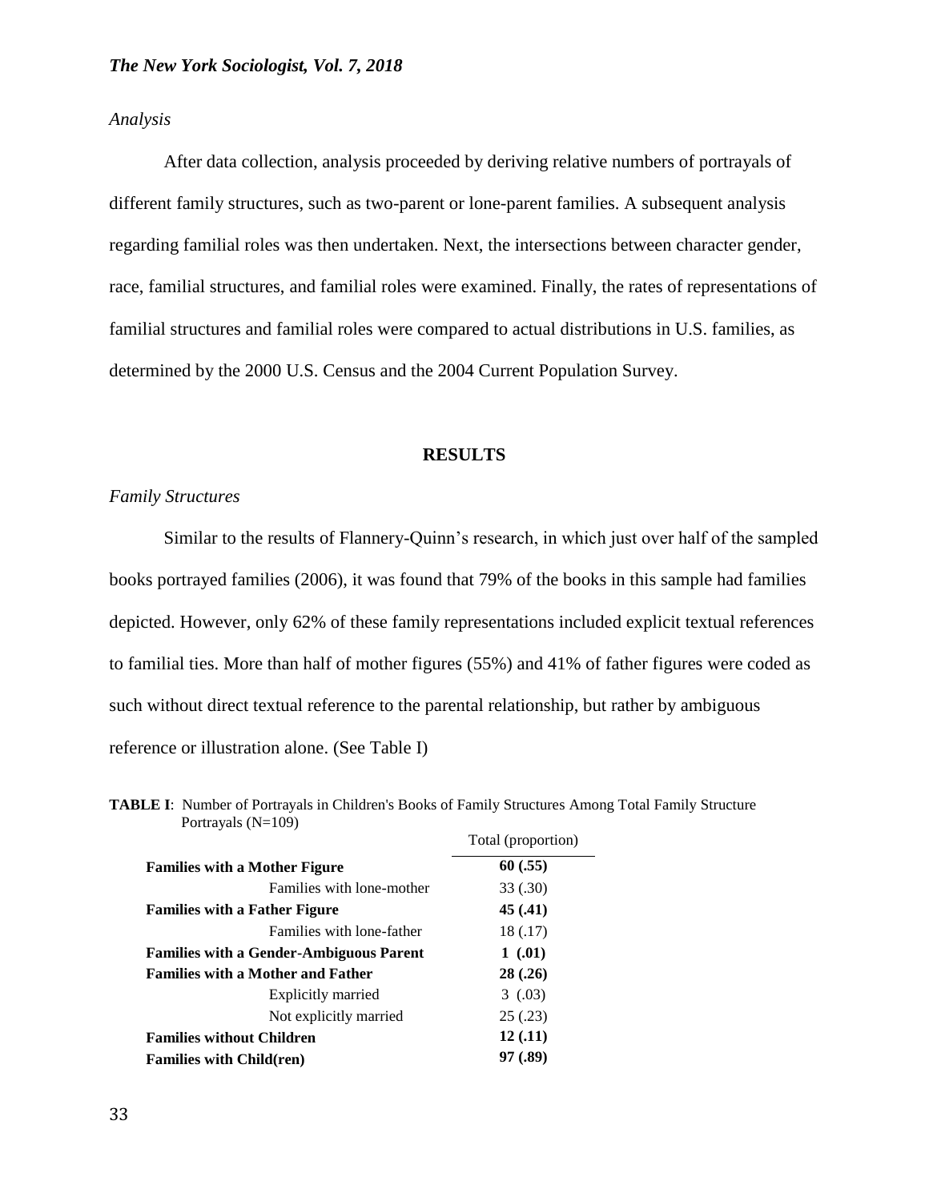*Analysis*

After data collection, analysis proceeded by deriving relative numbers of portrayals of different family structures, such as two-parent or lone-parent families. A subsequent analysis regarding familial roles was then undertaken. Next, the intersections between character gender, race, familial structures, and familial roles were examined. Finally, the rates of representations of familial structures and familial roles were compared to actual distributions in U.S. families, as determined by the 2000 U.S. Census and the 2004 Current Population Survey.

## RESULTS

*Family Structures*

Similar to the results of Flannery-Quinn's research, in which just over half of the sampled books portrayed families (2006), it was found that 79% of the books in this sample had families depicted. However, only 62% of these family representations included explicit textual references to familial ties. More than half of mother figures (55%) and 41% of father figures were coded as such without direct textual reference to the parental relationship, but rather by ambiguous reference or illustration alone. (See Table I)

**TABLE I**: Number of Portrayals in Children's Books of Family Structures Among Total Family Structure Portrayals (N=109)

| | Total (proportion) |
|---|---|
| **Families with a Mother Figure** | **60 (.55)** |
| Families with lone-mother | 33 (.30) |
| **Families with a Father Figure** | **45 (.41)** |
| Families with lone-father | 18 (.17) |
| **Families with a Gender-Ambiguous Parent** | **1 (.01)** |
| **Families with a Mother and Father** | **28 (.26)** |
| Explicitly married | 3 (.03) |
| Not explicitly married | 25 (.23) |
| **Families without Children** | **12 (.11)** |
| **Families with Child(ren)** | **97 (.89)** |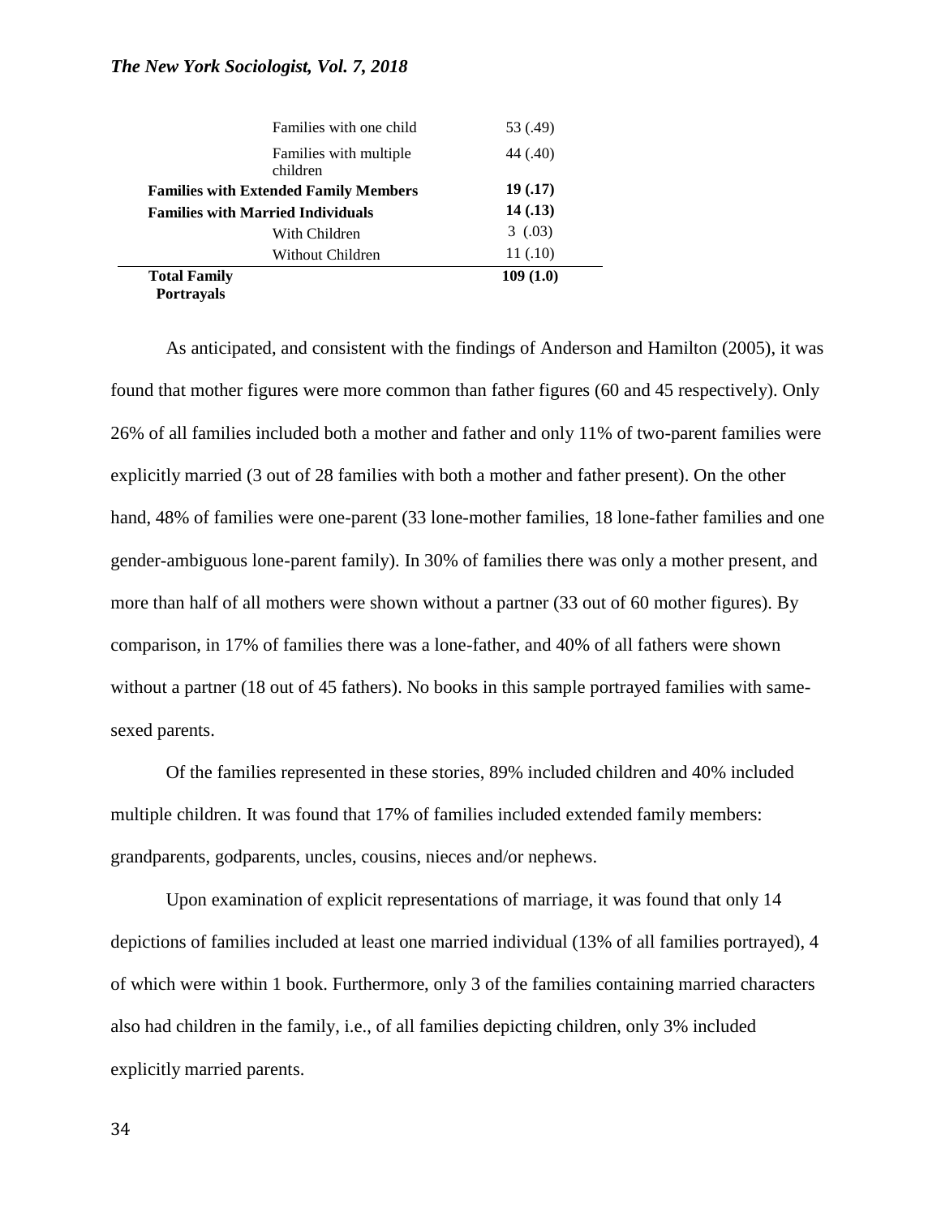| | | |
|---|---|---|
| | Families with one child | 53 (.49) |
| | Families with multiple children | 44 (.40) |
| **Families with Extended Family Members** | | **19 (.17)** |
| **Families with Married Individuals** | | **14 (.13)** |
| | With Children | 3 (.03) |
| | Without Children | 11 (.10) |
| **Total Family Portrayals** | | **109 (1.0)** |

As anticipated, and consistent with the findings of Anderson and Hamilton (2005), it was found that mother figures were more common than father figures (60 and 45 respectively). Only 26% of all families included both a mother and father and only 11% of two-parent families were explicitly married (3 out of 28 families with both a mother and father present). On the other hand, 48% of families were one-parent (33 lone-mother families, 18 lone-father families and one gender-ambiguous lone-parent family). In 30% of families there was only a mother present, and more than half of all mothers were shown without a partner (33 out of 60 mother figures). By comparison, in 17% of families there was a lone-father, and 40% of all fathers were shown without a partner (18 out of 45 fathers). No books in this sample portrayed families with same-sexed parents.

Of the families represented in these stories, 89% included children and 40% included multiple children. It was found that 17% of families included extended family members: grandparents, godparents, uncles, cousins, nieces and/or nephews.

Upon examination of explicit representations of marriage, it was found that only 14 depictions of families included at least one married individual (13% of all families portrayed), 4 of which were within 1 book. Furthermore, only 3 of the families containing married characters also had children in the family, i.e., of all families depicting children, only 3% included explicitly married parents.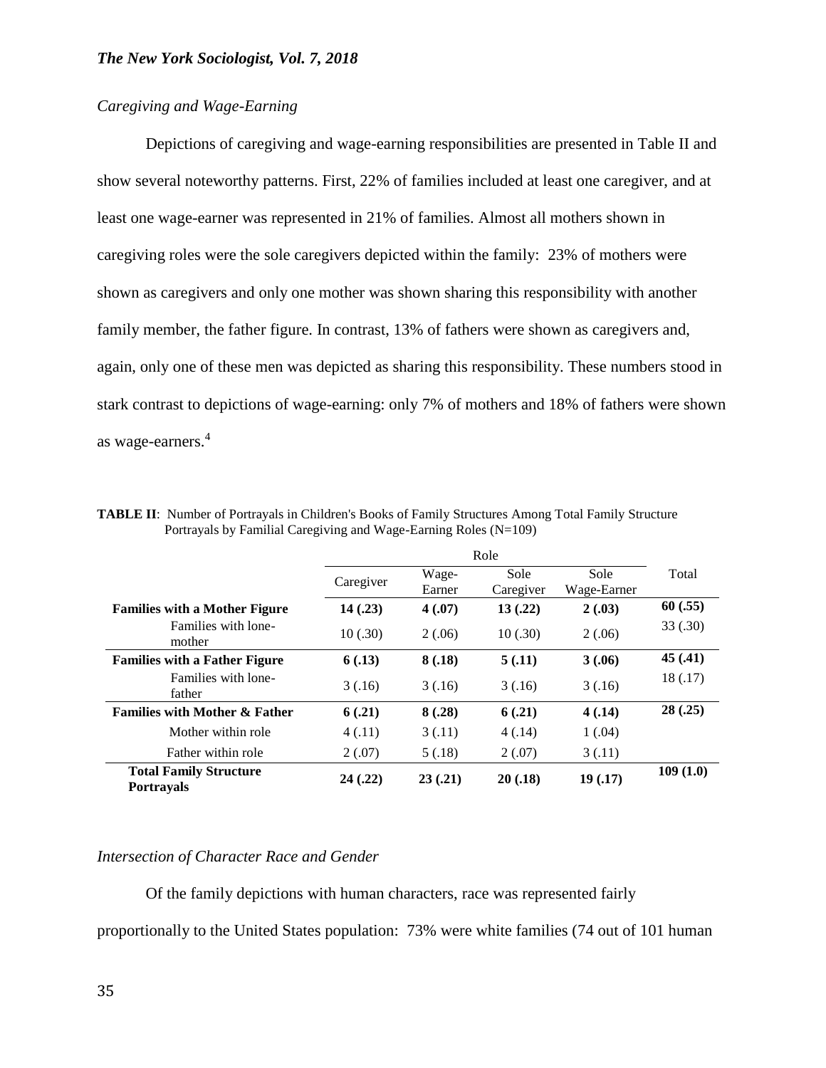### *Caregiving and Wage-Earning*

Depictions of caregiving and wage-earning responsibilities are presented in Table II and show several noteworthy patterns. First, 22% of families included at least one caregiver, and at least one wage-earner was represented in 21% of families. Almost all mothers shown in caregiving roles were the sole caregivers depicted within the family: 23% of mothers were shown as caregivers and only one mother was shown sharing this responsibility with another family member, the father figure. In contrast, 13% of fathers were shown as caregivers and, again, only one of these men was depicted as sharing this responsibility. These numbers stood in stark contrast to depictions of wage-earning: only 7% of mothers and 18% of fathers were shown as wage-earners.[4]

**TABLE II**: Number of Portrayals in Children's Books of Family Structures Among Total Family Structure Portrayals by Familial Caregiving and Wage-Earning Roles (N=109)

| | Role | | | | |
|---|---|---|---|---|---|
| | Caregiver | Wage-Earner | Sole Caregiver | Sole Wage-Earner | Total |
| **Families with a Mother Figure** | **14 (.23)** | **4 (.07)** | **13 (.22)** | **2 (.03)** | **60 (.55)** |
| Families with lone-mother | 10 (.30) | 2 (.06) | 10 (.30) | 2 (.06) | 33 (.30) |
| **Families with a Father Figure** | **6 (.13)** | **8 (.18)** | **5 (.11)** | **3 (.06)** | **45 (.41)** |
| Families with lone-father | 3 (.16) | 3 (.16) | 3 (.16) | 3 (.16) | 18 (.17) |
| **Families with Mother & Father** | **6 (.21)** | **8 (.28)** | **6 (.21)** | **4 (.14)** | **28 (.25)** |
| Mother within role | 4 (.11) | 3 (.11) | 4 (.14) | 1 (.04) | |
| Father within role | 2 (.07) | 5 (.18) | 2 (.07) | 3 (.11) | |
| **Total Family Structure Portrayals** | **24 (.22)** | **23 (.21)** | **20 (.18)** | **19 (.17)** | **109 (1.0)** |

### *Intersection of Character Race and Gender*

Of the family depictions with human characters, race was represented fairly proportionally to the United States population: 73% were white families (74 out of 101 human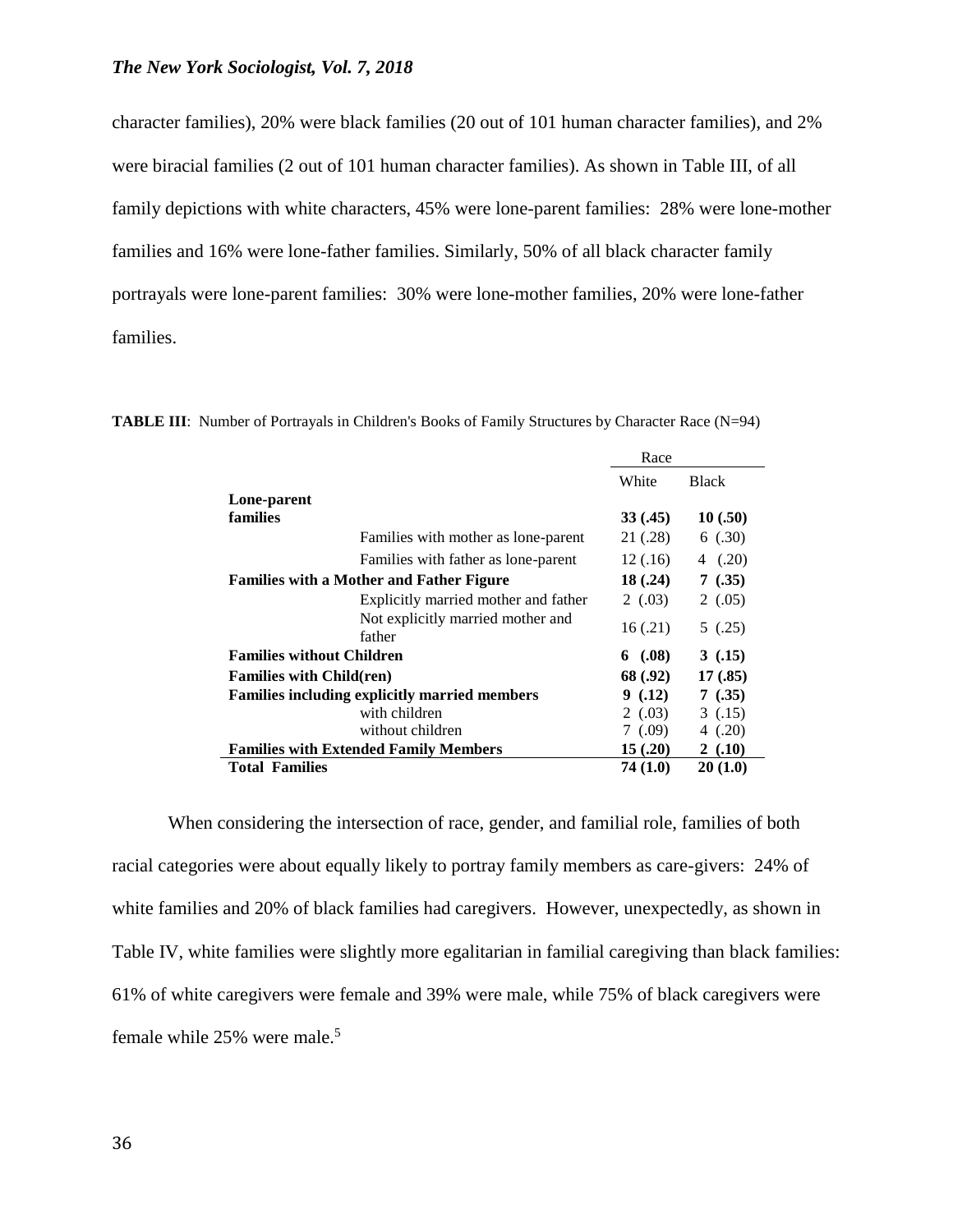character families), 20% were black families (20 out of 101 human character families), and 2% were biracial families (2 out of 101 human character families). As shown in Table III, of all family depictions with white characters, 45% were lone-parent families: 28% were lone-mother families and 16% were lone-father families. Similarly, 50% of all black character family portrayals were lone-parent families: 30% were lone-mother families, 20% were lone-father families.

**TABLE III**: Number of Portrayals in Children's Books of Family Structures by Character Race (N=94)

| | | Race | |
|---|---|---|---|
| | | White | Black |
| **Lone-parent families** | | **33 (.45)** | **10 (.50)** |
| | Families with mother as lone-parent | 21 (.28) | 6 (.30) |
| | Families with father as lone-parent | 12 (.16) | 4 (.20) |
| **Families with a Mother and Father Figure** | | **18 (.24)** | **7 (.35)** |
| | Explicitly married mother and father | 2 (.03) | 2 (.05) |
| | Not explicitly married mother and father | 16 (.21) | 5 (.25) |
| **Families without Children** | | **6 (.08)** | **3 (.15)** |
| **Families with Child(ren)** | | **68 (.92)** | **17 (.85)** |
| **Families including explicitly married members** | | **9 (.12)** | **7 (.35)** |
| | with children | 2 (.03) | 3 (.15) |
| | without children | 7 (.09) | 4 (.20) |
| **Families with Extended Family Members** | | **15 (.20)** | **2 (.10)** |
| **Total Families** | | **74 (1.0)** | **20 (1.0)** |

When considering the intersection of race, gender, and familial role, families of both racial categories were about equally likely to portray family members as care-givers: 24% of white families and 20% of black families had caregivers. However, unexpectedly, as shown in Table IV, white families were slightly more egalitarian in familial caregiving than black families: 61% of white caregivers were female and 39% were male, while 75% of black caregivers were female while 25% were male.[5]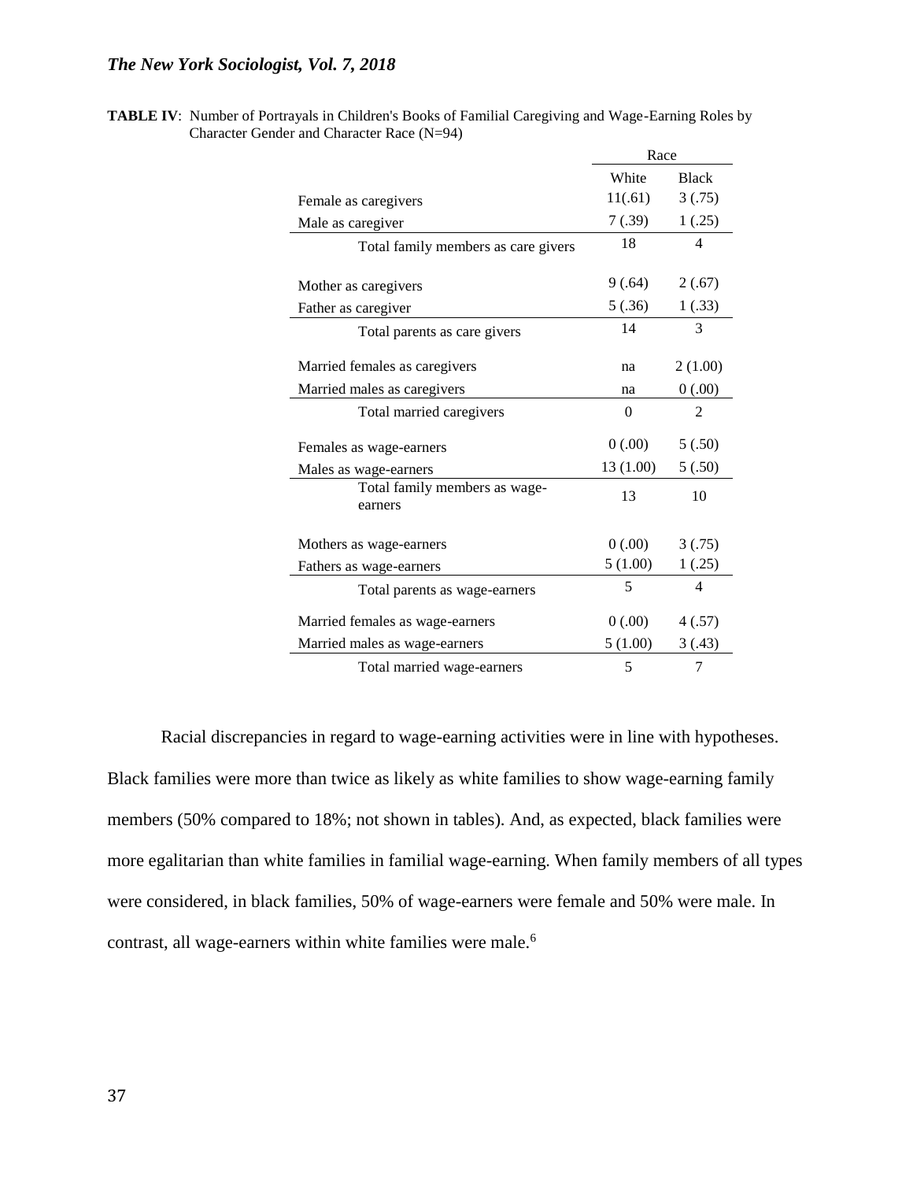**TABLE IV**: Number of Portrayals in Children's Books of Familial Caregiving and Wage-Earning Roles by Character Gender and Character Race (N=94)

| | Race | |
|---|---|---|
| | White | Black |
| Female as caregivers | 11(.61) | 3 (.75) |
| Male as caregiver | 7 (.39) | 1 (.25) |
| Total family members as care givers | 18 | 4 |
| Mother as caregivers | 9 (.64) | 2 (.67) |
| Father as caregiver | 5 (.36) | 1 (.33) |
| Total parents as care givers | 14 | 3 |
| Married females as caregivers | na | 2 (1.00) |
| Married males as caregivers | na | 0 (.00) |
| Total married caregivers | 0 | 2 |
| Females as wage-earners | 0 (.00) | 5 (.50) |
| Males as wage-earners | 13 (1.00) | 5 (.50) |
| Total family members as wage-earners | 13 | 10 |
| Mothers as wage-earners | 0 (.00) | 3 (.75) |
| Fathers as wage-earners | 5 (1.00) | 1 (.25) |
| Total parents as wage-earners | 5 | 4 |
| Married females as wage-earners | 0 (.00) | 4 (.57) |
| Married males as wage-earners | 5 (1.00) | 3 (.43) |
| Total married wage-earners | 5 | 7 |

Racial discrepancies in regard to wage-earning activities were in line with hypotheses. Black families were more than twice as likely as white families to show wage-earning family members (50% compared to 18%; not shown in tables). And, as expected, black families were more egalitarian than white families in familial wage-earning. When family members of all types were considered, in black families, 50% of wage-earners were female and 50% were male. In contrast, all wage-earners within white families were male.[6]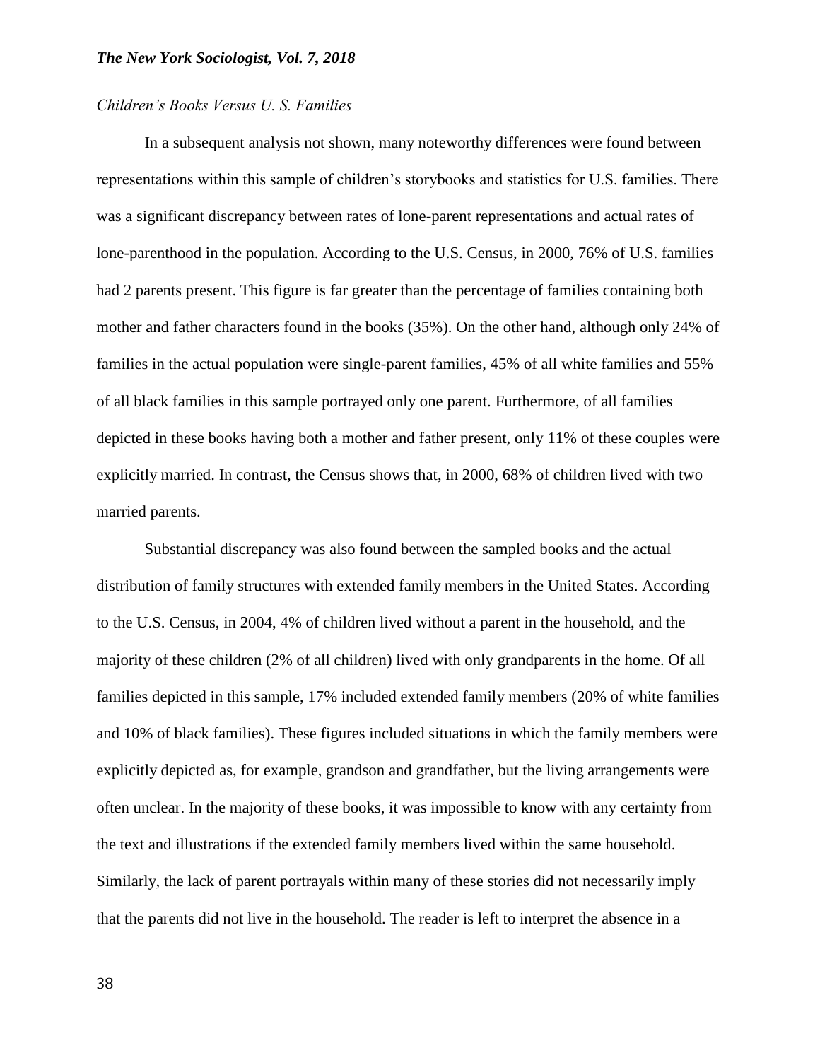*Children's Books Versus U. S. Families*

In a subsequent analysis not shown, many noteworthy differences were found between representations within this sample of children's storybooks and statistics for U.S. families. There was a significant discrepancy between rates of lone-parent representations and actual rates of lone-parenthood in the population. According to the U.S. Census, in 2000, 76% of U.S. families had 2 parents present. This figure is far greater than the percentage of families containing both mother and father characters found in the books (35%). On the other hand, although only 24% of families in the actual population were single-parent families, 45% of all white families and 55% of all black families in this sample portrayed only one parent. Furthermore, of all families depicted in these books having both a mother and father present, only 11% of these couples were explicitly married. In contrast, the Census shows that, in 2000, 68% of children lived with two married parents.

Substantial discrepancy was also found between the sampled books and the actual distribution of family structures with extended family members in the United States. According to the U.S. Census, in 2004, 4% of children lived without a parent in the household, and the majority of these children (2% of all children) lived with only grandparents in the home. Of all families depicted in this sample, 17% included extended family members (20% of white families and 10% of black families). These figures included situations in which the family members were explicitly depicted as, for example, grandson and grandfather, but the living arrangements were often unclear. In the majority of these books, it was impossible to know with any certainty from the text and illustrations if the extended family members lived within the same household. Similarly, the lack of parent portrayals within many of these stories did not necessarily imply that the parents did not live in the household. The reader is left to interpret the absence in a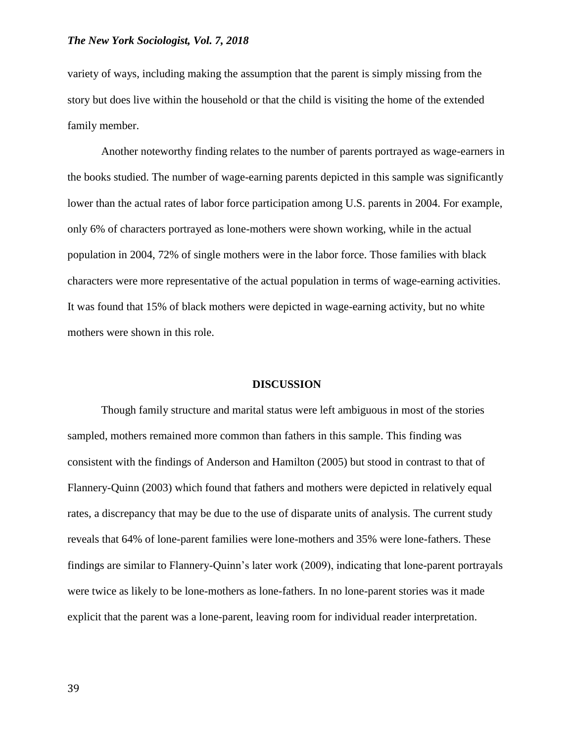variety of ways, including making the assumption that the parent is simply missing from the story but does live within the household or that the child is visiting the home of the extended family member.

Another noteworthy finding relates to the number of parents portrayed as wage-earners in the books studied. The number of wage-earning parents depicted in this sample was significantly lower than the actual rates of labor force participation among U.S. parents in 2004. For example, only 6% of characters portrayed as lone-mothers were shown working, while in the actual population in 2004, 72% of single mothers were in the labor force. Those families with black characters were more representative of the actual population in terms of wage-earning activities. It was found that 15% of black mothers were depicted in wage-earning activity, but no white mothers were shown in this role.

## DISCUSSION

Though family structure and marital status were left ambiguous in most of the stories sampled, mothers remained more common than fathers in this sample. This finding was consistent with the findings of Anderson and Hamilton (2005) but stood in contrast to that of Flannery-Quinn (2003) which found that fathers and mothers were depicted in relatively equal rates, a discrepancy that may be due to the use of disparate units of analysis. The current study reveals that 64% of lone-parent families were lone-mothers and 35% were lone-fathers. These findings are similar to Flannery-Quinn's later work (2009), indicating that lone-parent portrayals were twice as likely to be lone-mothers as lone-fathers. In no lone-parent stories was it made explicit that the parent was a lone-parent, leaving room for individual reader interpretation.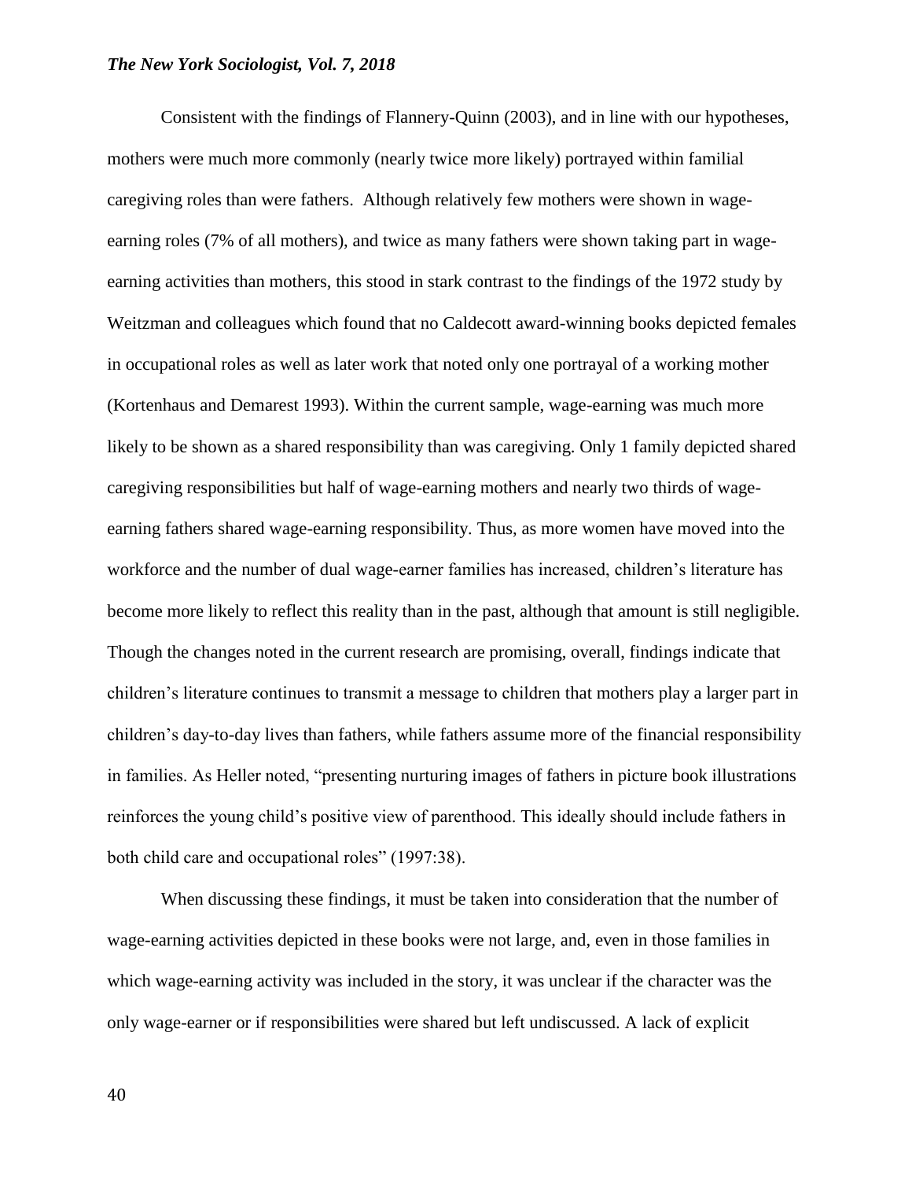Consistent with the findings of Flannery-Quinn (2003), and in line with our hypotheses, mothers were much more commonly (nearly twice more likely) portrayed within familial caregiving roles than were fathers. Although relatively few mothers were shown in wage-earning roles (7% of all mothers), and twice as many fathers were shown taking part in wage-earning activities than mothers, this stood in stark contrast to the findings of the 1972 study by Weitzman and colleagues which found that no Caldecott award-winning books depicted females in occupational roles as well as later work that noted only one portrayal of a working mother (Kortenhaus and Demarest 1993). Within the current sample, wage-earning was much more likely to be shown as a shared responsibility than was caregiving. Only 1 family depicted shared caregiving responsibilities but half of wage-earning mothers and nearly two thirds of wage-earning fathers shared wage-earning responsibility. Thus, as more women have moved into the workforce and the number of dual wage-earner families has increased, children's literature has become more likely to reflect this reality than in the past, although that amount is still negligible. Though the changes noted in the current research are promising, overall, findings indicate that children's literature continues to transmit a message to children that mothers play a larger part in children's day-to-day lives than fathers, while fathers assume more of the financial responsibility in families. As Heller noted, "presenting nurturing images of fathers in picture book illustrations reinforces the young child's positive view of parenthood. This ideally should include fathers in both child care and occupational roles" (1997:38).

When discussing these findings, it must be taken into consideration that the number of wage-earning activities depicted in these books were not large, and, even in those families in which wage-earning activity was included in the story, it was unclear if the character was the only wage-earner or if responsibilities were shared but left undiscussed. A lack of explicit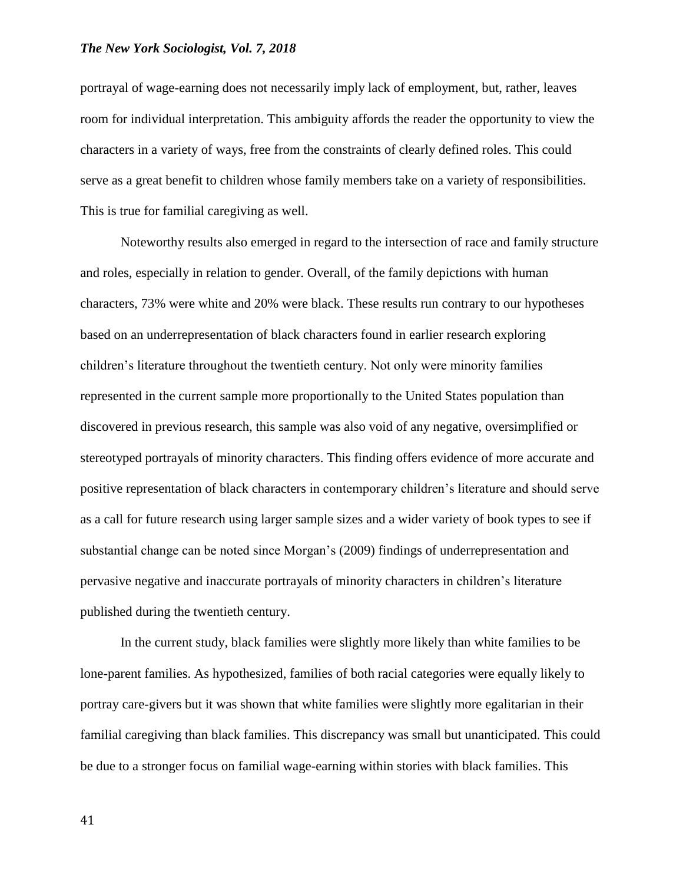portrayal of wage-earning does not necessarily imply lack of employment, but, rather, leaves room for individual interpretation. This ambiguity affords the reader the opportunity to view the characters in a variety of ways, free from the constraints of clearly defined roles. This could serve as a great benefit to children whose family members take on a variety of responsibilities. This is true for familial caregiving as well.

Noteworthy results also emerged in regard to the intersection of race and family structure and roles, especially in relation to gender. Overall, of the family depictions with human characters, 73% were white and 20% were black. These results run contrary to our hypotheses based on an underrepresentation of black characters found in earlier research exploring children's literature throughout the twentieth century. Not only were minority families represented in the current sample more proportionally to the United States population than discovered in previous research, this sample was also void of any negative, oversimplified or stereotyped portrayals of minority characters. This finding offers evidence of more accurate and positive representation of black characters in contemporary children's literature and should serve as a call for future research using larger sample sizes and a wider variety of book types to see if substantial change can be noted since Morgan's (2009) findings of underrepresentation and pervasive negative and inaccurate portrayals of minority characters in children's literature published during the twentieth century.

In the current study, black families were slightly more likely than white families to be lone-parent families. As hypothesized, families of both racial categories were equally likely to portray care-givers but it was shown that white families were slightly more egalitarian in their familial caregiving than black families. This discrepancy was small but unanticipated. This could be due to a stronger focus on familial wage-earning within stories with black families. This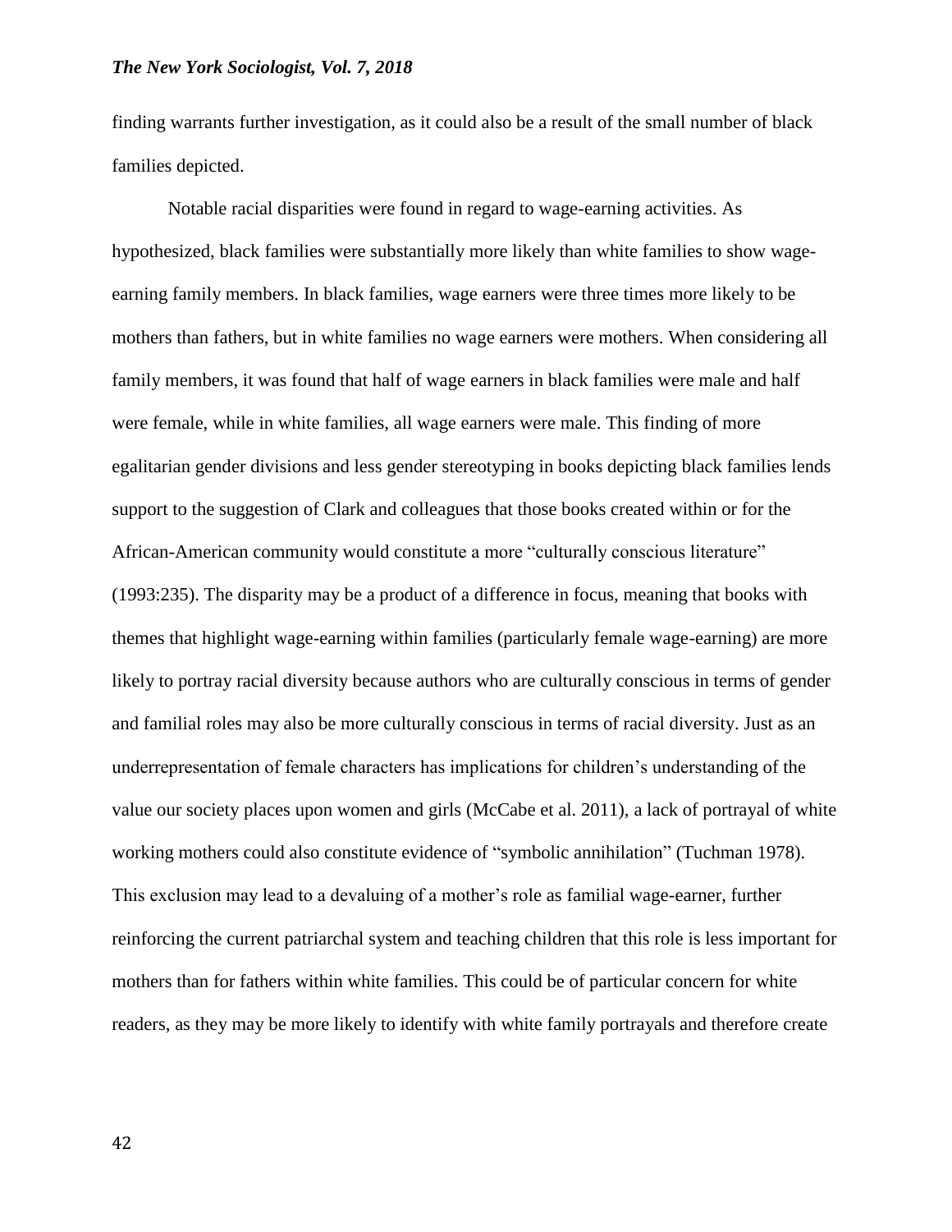finding warrants further investigation, as it could also be a result of the small number of black families depicted.

Notable racial disparities were found in regard to wage-earning activities. As hypothesized, black families were substantially more likely than white families to show wage-earning family members. In black families, wage earners were three times more likely to be mothers than fathers, but in white families no wage earners were mothers. When considering all family members, it was found that half of wage earners in black families were male and half were female, while in white families, all wage earners were male. This finding of more egalitarian gender divisions and less gender stereotyping in books depicting black families lends support to the suggestion of Clark and colleagues that those books created within or for the African-American community would constitute a more "culturally conscious literature" (1993:235). The disparity may be a product of a difference in focus, meaning that books with themes that highlight wage-earning within families (particularly female wage-earning) are more likely to portray racial diversity because authors who are culturally conscious in terms of gender and familial roles may also be more culturally conscious in terms of racial diversity. Just as an underrepresentation of female characters has implications for children's understanding of the value our society places upon women and girls (McCabe et al. 2011), a lack of portrayal of white working mothers could also constitute evidence of "symbolic annihilation" (Tuchman 1978). This exclusion may lead to a devaluing of a mother's role as familial wage-earner, further reinforcing the current patriarchal system and teaching children that this role is less important for mothers than for fathers within white families. This could be of particular concern for white readers, as they may be more likely to identify with white family portrayals and therefore create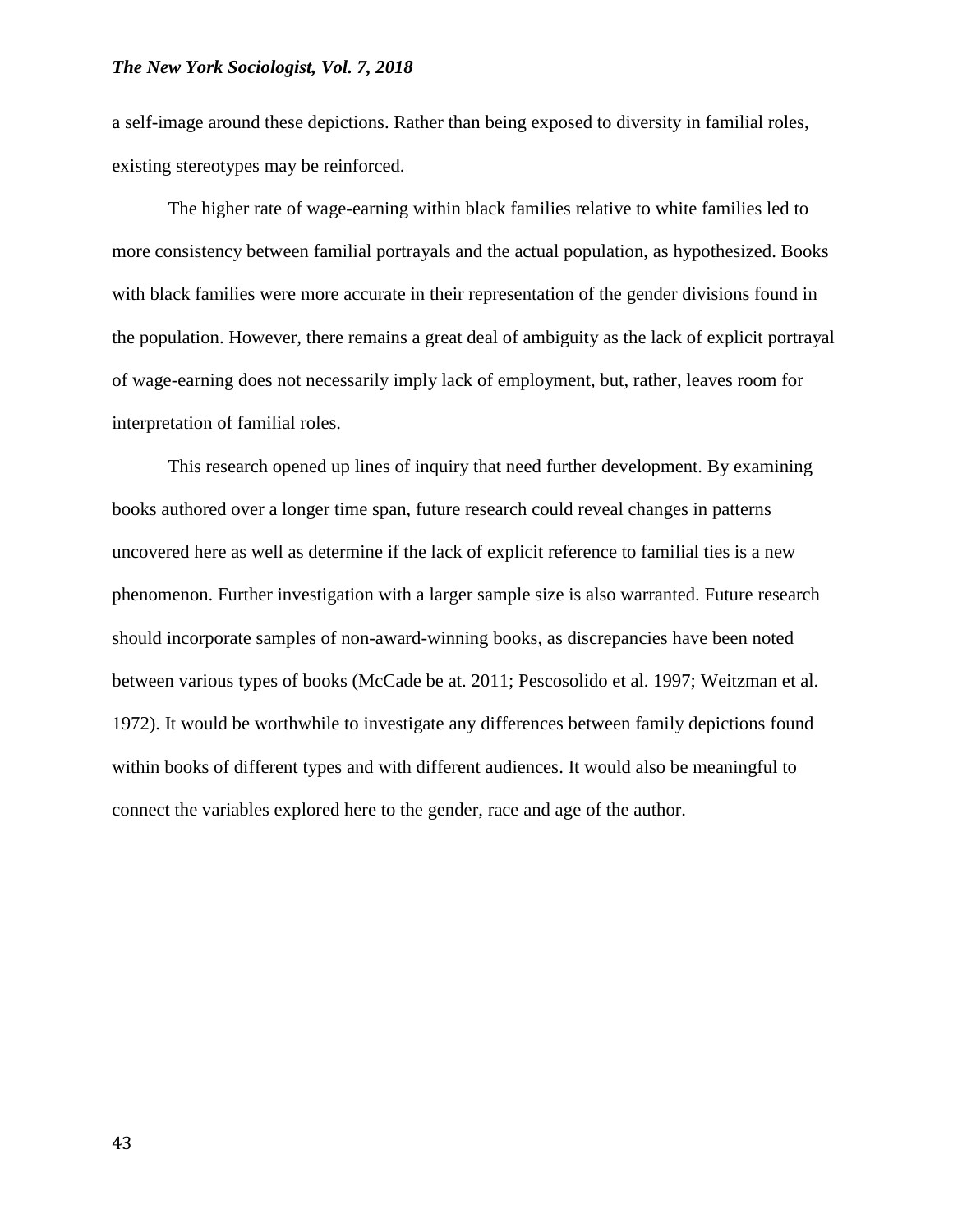a self-image around these depictions. Rather than being exposed to diversity in familial roles, existing stereotypes may be reinforced.

The higher rate of wage-earning within black families relative to white families led to more consistency between familial portrayals and the actual population, as hypothesized. Books with black families were more accurate in their representation of the gender divisions found in the population. However, there remains a great deal of ambiguity as the lack of explicit portrayal of wage-earning does not necessarily imply lack of employment, but, rather, leaves room for interpretation of familial roles.

This research opened up lines of inquiry that need further development. By examining books authored over a longer time span, future research could reveal changes in patterns uncovered here as well as determine if the lack of explicit reference to familial ties is a new phenomenon. Further investigation with a larger sample size is also warranted. Future research should incorporate samples of non-award-winning books, as discrepancies have been noted between various types of books (McCade be at. 2011; Pescosolido et al. 1997; Weitzman et al. 1972). It would be worthwhile to investigate any differences between family depictions found within books of different types and with different audiences. It would also be meaningful to connect the variables explored here to the gender, race and age of the author.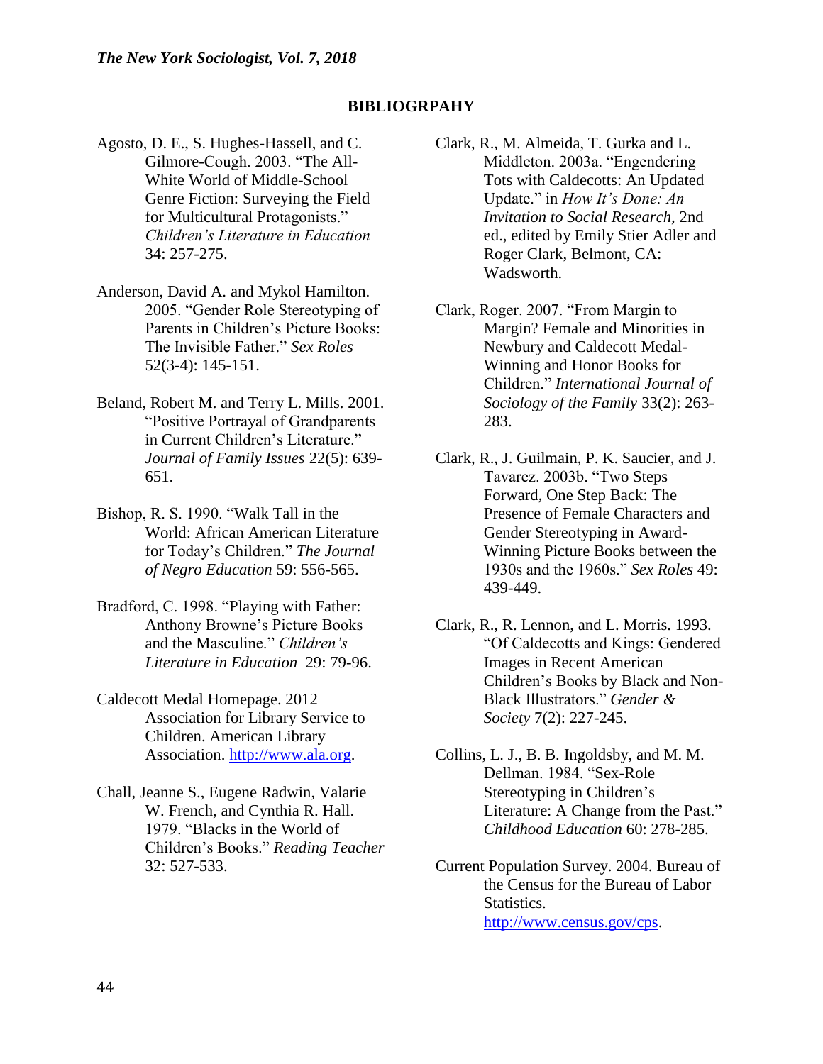## BIBLIOGRPAHY

Agosto, D. E., S. Hughes-Hassell, and C. Gilmore-Cough. 2003. "The All-White World of Middle-School Genre Fiction: Surveying the Field for Multicultural Protagonists." *Children's Literature in Education* 34: 257-275.

Anderson, David A. and Mykol Hamilton. 2005. "Gender Role Stereotyping of Parents in Children's Picture Books: The Invisible Father." *Sex Roles* 52(3-4): 145-151.

Beland, Robert M. and Terry L. Mills. 2001. "Positive Portrayal of Grandparents in Current Children's Literature." *Journal of Family Issues* 22(5): 639-651.

Bishop, R. S. 1990. "Walk Tall in the World: African American Literature for Today's Children." *The Journal of Negro Education* 59: 556-565.

Bradford, C. 1998. "Playing with Father: Anthony Browne's Picture Books and the Masculine." *Children's Literature in Education* 29: 79-96.

Caldecott Medal Homepage. 2012 Association for Library Service to Children. American Library Association. http://www.ala.org.

Chall, Jeanne S., Eugene Radwin, Valarie W. French, and Cynthia R. Hall. 1979. "Blacks in the World of Children's Books." *Reading Teacher* 32: 527-533.

Clark, R., M. Almeida, T. Gurka and L. Middleton. 2003a. "Engendering Tots with Caldecotts: An Updated Update." in *How It's Done: An Invitation to Social Research,* 2nd ed., edited by Emily Stier Adler and Roger Clark, Belmont, CA: Wadsworth.

Clark, Roger. 2007. "From Margin to Margin? Female and Minorities in Newbury and Caldecott Medal-Winning and Honor Books for Children." *International Journal of Sociology of the Family* 33(2): 263-283.

Clark, R., J. Guilmain, P. K. Saucier, and J. Tavarez. 2003b. "Two Steps Forward, One Step Back: The Presence of Female Characters and Gender Stereotyping in Award-Winning Picture Books between the 1930s and the 1960s." *Sex Roles* 49: 439-449.

Clark, R., R. Lennon, and L. Morris. 1993. "Of Caldecotts and Kings: Gendered Images in Recent American Children's Books by Black and Non-Black Illustrators." *Gender & Society* 7(2): 227-245.

Collins, L. J., B. B. Ingoldsby, and M. M. Dellman. 1984. "Sex-Role Stereotyping in Children's Literature: A Change from the Past." *Childhood Education* 60: 278-285.

Current Population Survey. 2004. Bureau of the Census for the Bureau of Labor Statistics. http://www.census.gov/cps.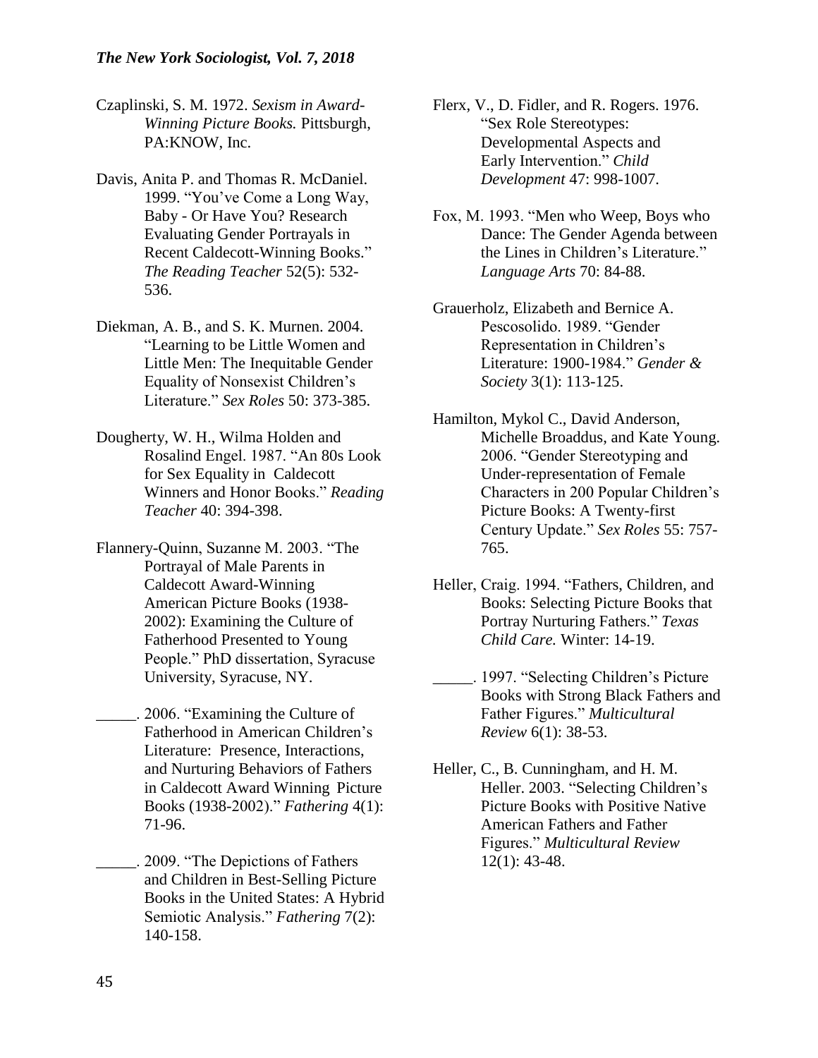Czaplinski, S. M. 1972. *Sexism in Award-Winning Picture Books.* Pittsburgh, PA:KNOW, Inc.

Davis, Anita P. and Thomas R. McDaniel. 1999. "You've Come a Long Way, Baby - Or Have You? Research Evaluating Gender Portrayals in Recent Caldecott-Winning Books." *The Reading Teacher* 52(5): 532-536.

Diekman, A. B., and S. K. Murnen. 2004. "Learning to be Little Women and Little Men: The Inequitable Gender Equality of Nonsexist Children's Literature." *Sex Roles* 50: 373-385.

Dougherty, W. H., Wilma Holden and Rosalind Engel. 1987. "An 80s Look for Sex Equality in Caldecott Winners and Honor Books." *Reading Teacher* 40: 394-398.

Flannery-Quinn, Suzanne M. 2003. "The Portrayal of Male Parents in Caldecott Award-Winning American Picture Books (1938-2002): Examining the Culture of Fatherhood Presented to Young People." PhD dissertation, Syracuse University, Syracuse, NY.

_____. 2006. "Examining the Culture of Fatherhood in American Children's Literature: Presence, Interactions, and Nurturing Behaviors of Fathers in Caldecott Award Winning Picture Books (1938-2002)." *Fathering* 4(1): 71-96.

_____. 2009. "The Depictions of Fathers and Children in Best-Selling Picture Books in the United States: A Hybrid Semiotic Analysis." *Fathering* 7(2): 140-158.

Flerx, V., D. Fidler, and R. Rogers. 1976. "Sex Role Stereotypes: Developmental Aspects and Early Intervention." *Child Development* 47: 998-1007.

Fox, M. 1993. "Men who Weep, Boys who Dance: The Gender Agenda between the Lines in Children's Literature." *Language Arts* 70: 84-88.

Grauerholz, Elizabeth and Bernice A. Pescosolido. 1989. "Gender Representation in Children's Literature: 1900-1984." *Gender & Society* 3(1): 113-125.

Hamilton, Mykol C., David Anderson, Michelle Broaddus, and Kate Young. 2006. "Gender Stereotyping and Under-representation of Female Characters in 200 Popular Children's Picture Books: A Twenty-first Century Update." *Sex Roles* 55: 757-765.

Heller, Craig. 1994. "Fathers, Children, and Books: Selecting Picture Books that Portray Nurturing Fathers." *Texas Child Care.* Winter: 14-19.

_____. 1997. "Selecting Children's Picture Books with Strong Black Fathers and Father Figures." *Multicultural Review* 6(1): 38-53.

Heller, C., B. Cunningham, and H. M. Heller. 2003. "Selecting Children's Picture Books with Positive Native American Fathers and Father Figures." *Multicultural Review* 12(1): 43-48.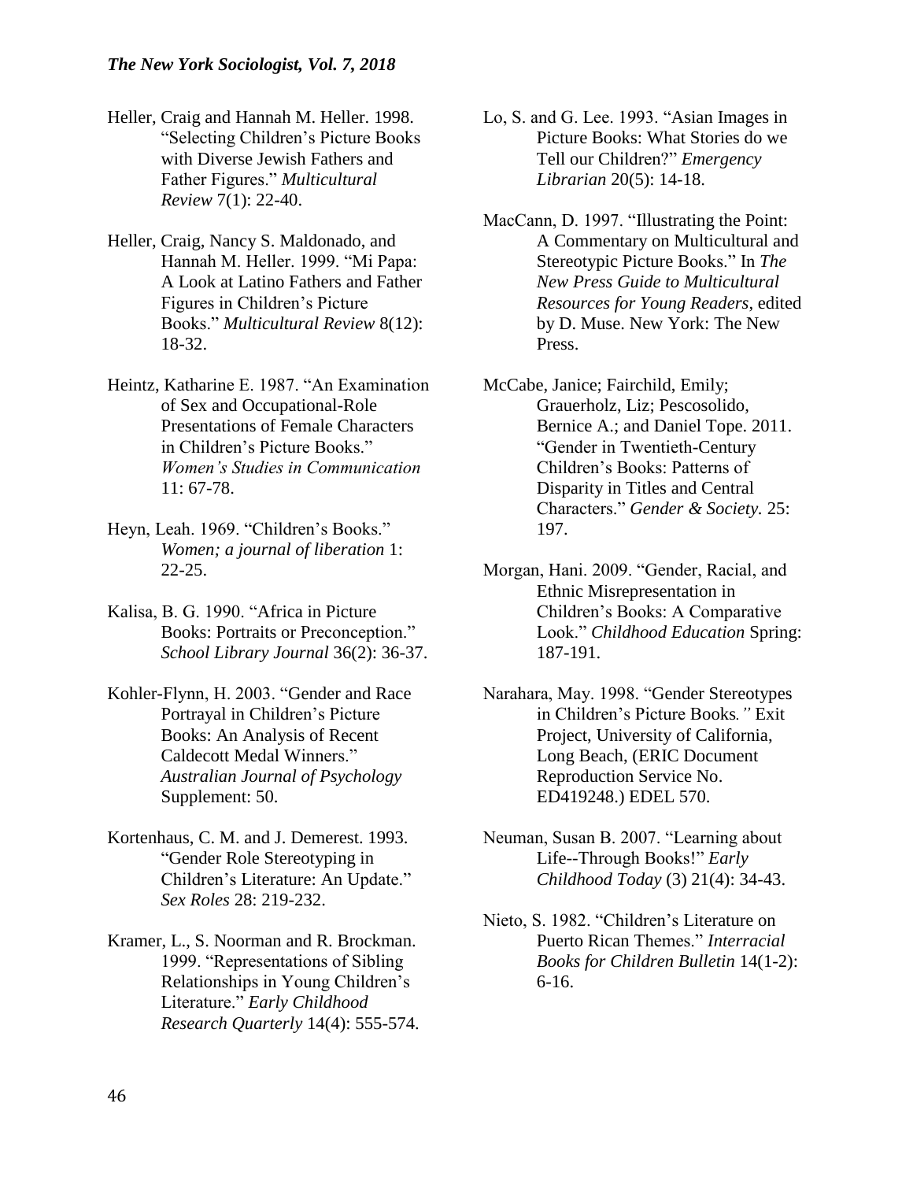Heller, Craig and Hannah M. Heller. 1998. "Selecting Children's Picture Books with Diverse Jewish Fathers and Father Figures." *Multicultural Review* 7(1): 22-40.

Heller, Craig, Nancy S. Maldonado, and Hannah M. Heller. 1999. "Mi Papa: A Look at Latino Fathers and Father Figures in Children's Picture Books." *Multicultural Review* 8(12): 18-32.

Heintz, Katharine E. 1987. "An Examination of Sex and Occupational-Role Presentations of Female Characters in Children's Picture Books." *Women's Studies in Communication* 11: 67-78.

Heyn, Leah. 1969. "Children's Books." *Women; a journal of liberation* 1: 22-25.

Kalisa, B. G. 1990. "Africa in Picture Books: Portraits or Preconception." *School Library Journal* 36(2): 36-37.

Kohler-Flynn, H. 2003. "Gender and Race Portrayal in Children's Picture Books: An Analysis of Recent Caldecott Medal Winners." *Australian Journal of Psychology* Supplement: 50.

Kortenhaus, C. M. and J. Demerest. 1993. "Gender Role Stereotyping in Children's Literature: An Update." *Sex Roles* 28: 219-232.

Kramer, L., S. Noorman and R. Brockman. 1999. "Representations of Sibling Relationships in Young Children's Literature." *Early Childhood Research Quarterly* 14(4): 555-574.

Lo, S. and G. Lee. 1993. "Asian Images in Picture Books: What Stories do we Tell our Children?" *Emergency Librarian* 20(5): 14-18.

MacCann, D. 1997. "Illustrating the Point: A Commentary on Multicultural and Stereotypic Picture Books." In *The New Press Guide to Multicultural Resources for Young Readers*, edited by D. Muse. New York: The New Press.

McCabe, Janice; Fairchild, Emily; Grauerholz, Liz; Pescosolido, Bernice A.; and Daniel Tope. 2011. "Gender in Twentieth-Century Children's Books: Patterns of Disparity in Titles and Central Characters." *Gender & Society.* 25: 197.

Morgan, Hani. 2009. "Gender, Racial, and Ethnic Misrepresentation in Children's Books: A Comparative Look." *Childhood Education* Spring: 187-191.

Narahara, May. 1998. "Gender Stereotypes in Children's Picture Books*."* Exit Project, University of California, Long Beach, (ERIC Document Reproduction Service No. ED419248.) EDEL 570.

Neuman, Susan B. 2007. "Learning about Life--Through Books!" *Early Childhood Today* (3) 21(4): 34-43.

Nieto, S. 1982. "Children's Literature on Puerto Rican Themes." *Interracial Books for Children Bulletin* 14(1-2): 6-16.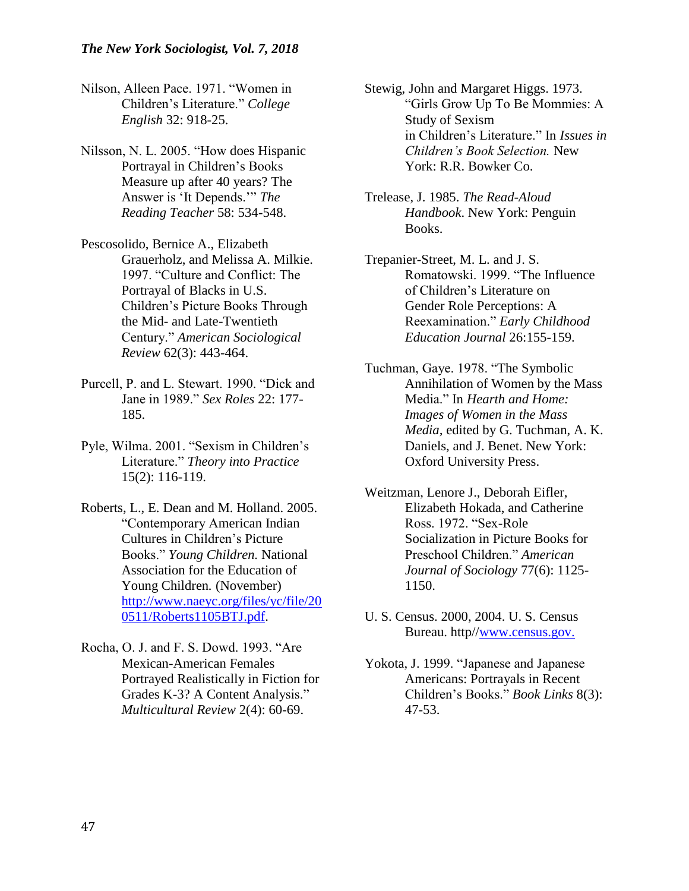Nilson, Alleen Pace. 1971. "Women in Children's Literature." *College English* 32: 918-25.

Nilsson, N. L. 2005. "How does Hispanic Portrayal in Children's Books Measure up after 40 years? The Answer is 'It Depends.'" *The Reading Teacher* 58: 534-548.

Pescosolido, Bernice A., Elizabeth Grauerholz, and Melissa A. Milkie. 1997. "Culture and Conflict: The Portrayal of Blacks in U.S. Children's Picture Books Through the Mid- and Late-Twentieth Century." *American Sociological Review* 62(3): 443-464.

Purcell, P. and L. Stewart. 1990. "Dick and Jane in 1989." *Sex Roles* 22: 177-185.

Pyle, Wilma. 2001. "Sexism in Children's Literature." *Theory into Practice* 15(2): 116-119.

Roberts, L., E. Dean and M. Holland. 2005. "Contemporary American Indian Cultures in Children's Picture Books." *Young Children.* National Association for the Education of Young Children. (November) [http://www.naeyc.org/files/yc/file/200511/Roberts1105BTJ.pdf](http://www.naeyc.org/files/yc/file/200511/Roberts1105BTJ.pdf).

Rocha, O. J. and F. S. Dowd. 1993. "Are Mexican-American Females Portrayed Realistically in Fiction for Grades K-3? A Content Analysis." *Multicultural Review* 2(4): 60-69.

Stewig, John and Margaret Higgs. 1973. "Girls Grow Up To Be Mommies: A Study of Sexism in Children's Literature." In *Issues in Children's Book Selection.* New York: R.R. Bowker Co.

Trelease, J. 1985. *The Read-Aloud Handbook*. New York: Penguin Books.

Trepanier-Street, M. L. and J. S. Romatowski. 1999. "The Influence of Children's Literature on Gender Role Perceptions: A Reexamination." *Early Childhood Education Journal* 26:155-159.

Tuchman, Gaye. 1978. "The Symbolic Annihilation of Women by the Mass Media." In *Hearth and Home: Images of Women in the Mass Media*, edited by G. Tuchman, A. K. Daniels, and J. Benet. New York: Oxford University Press.

Weitzman, Lenore J., Deborah Eifler, Elizabeth Hokada, and Catherine Ross. 1972. "Sex-Role Socialization in Picture Books for Preschool Children." *American Journal of Sociology* 77(6): 1125-1150.

U. S. Census. 2000, 2004. U. S. Census Bureau. http//[www.census.gov.](http://www.census.gov)

Yokota, J. 1999. "Japanese and Japanese Americans: Portrayals in Recent Children's Books." *Book Links* 8(3): 47-53.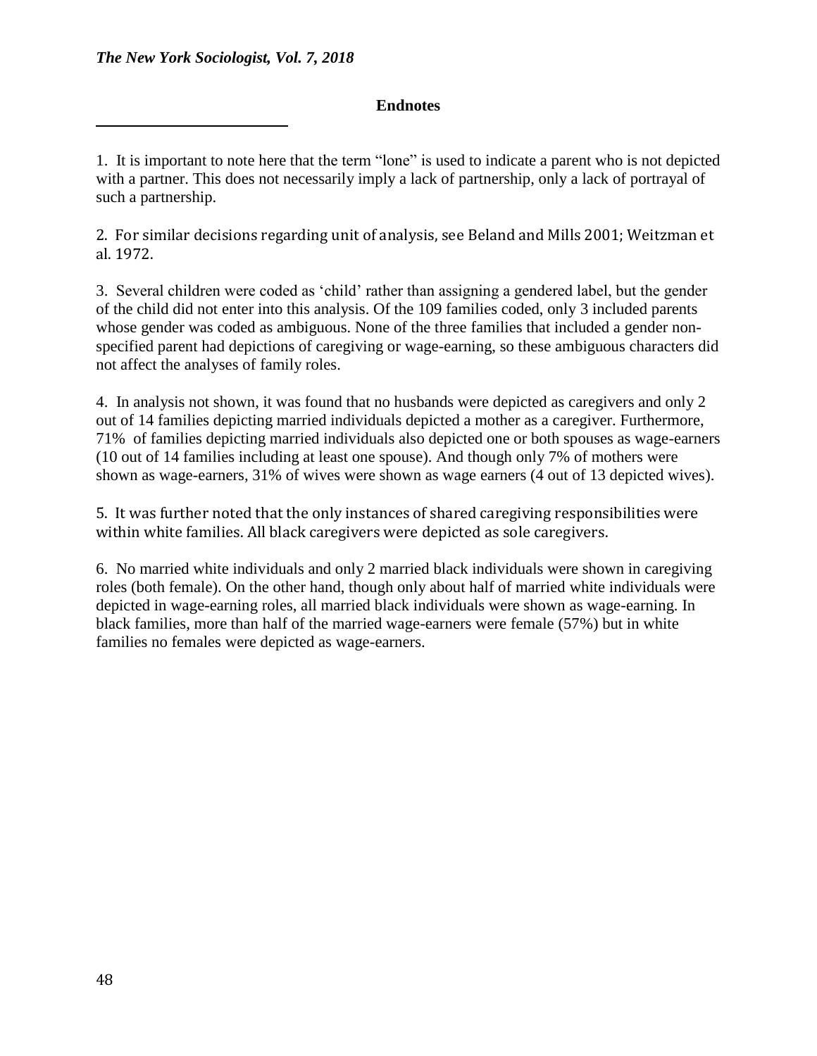## Endnotes

1. It is important to note here that the term "lone" is used to indicate a parent who is not depicted with a partner. This does not necessarily imply a lack of partnership, only a lack of portrayal of such a partnership.

2. For similar decisions regarding unit of analysis, see Beland and Mills 2001; Weitzman et al. 1972.

3. Several children were coded as 'child' rather than assigning a gendered label, but the gender of the child did not enter into this analysis. Of the 109 families coded, only 3 included parents whose gender was coded as ambiguous. None of the three families that included a gender non-specified parent had depictions of caregiving or wage-earning, so these ambiguous characters did not affect the analyses of family roles.

4. In analysis not shown, it was found that no husbands were depicted as caregivers and only 2 out of 14 families depicting married individuals depicted a mother as a caregiver. Furthermore, 71% of families depicting married individuals also depicted one or both spouses as wage-earners (10 out of 14 families including at least one spouse). And though only 7% of mothers were shown as wage-earners, 31% of wives were shown as wage earners (4 out of 13 depicted wives).

5. It was further noted that the only instances of shared caregiving responsibilities were within white families. All black caregivers were depicted as sole caregivers.

6. No married white individuals and only 2 married black individuals were shown in caregiving roles (both female). On the other hand, though only about half of married white individuals were depicted in wage-earning roles, all married black individuals were shown as wage-earning. In black families, more than half of the married wage-earners were female (57%) but in white families no females were depicted as wage-earners.